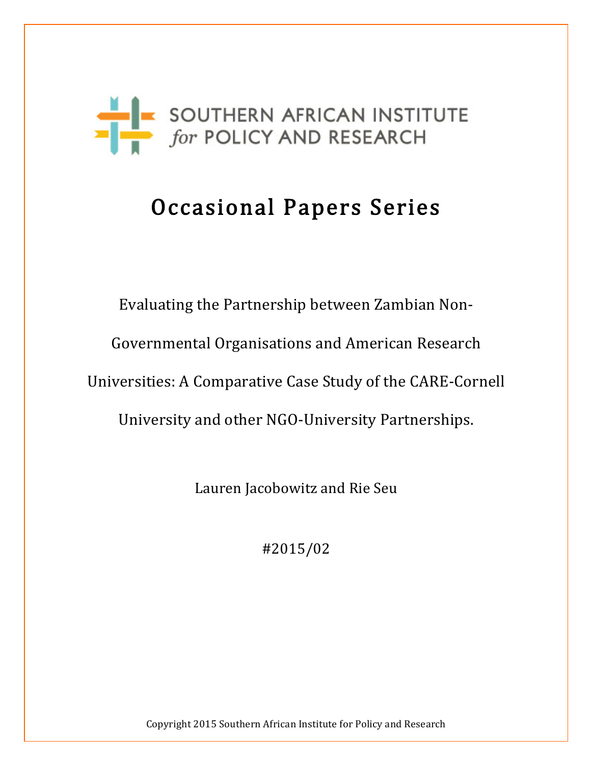SOUTHERN AFRICAN INSTITUTE *for* POLICY AND RESEARCH

# Occasional Papers Series

Evaluating the Partnership between Zambian Non-Governmental Organisations and American Research Universities: A Comparative Case Study of the CARE-Cornell University and other NGO-University Partnerships.

Lauren Jacobowitz and Rie Seu

#2015/02

Copyright 2015 Southern African Institute for Policy and Research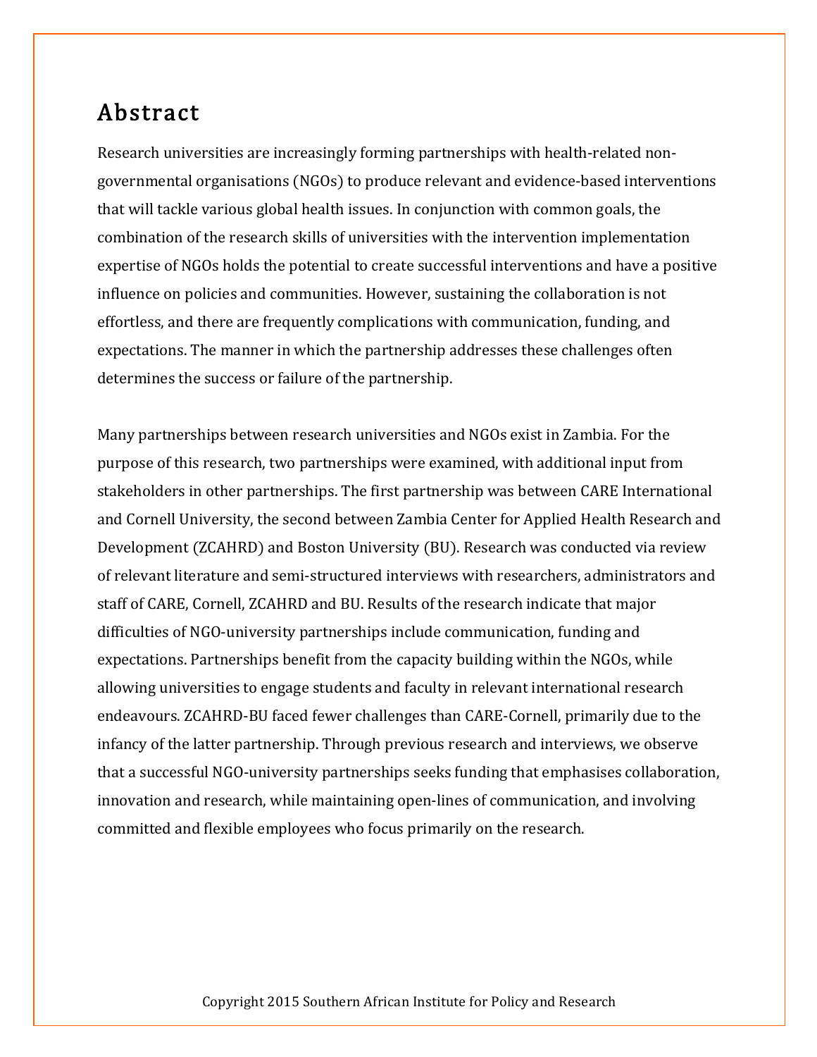# Abstract

Research universities are increasingly forming partnerships with health-related non-governmental organisations (NGOs) to produce relevant and evidence-based interventions that will tackle various global health issues. In conjunction with common goals, the combination of the research skills of universities with the intervention implementation expertise of NGOs holds the potential to create successful interventions and have a positive influence on policies and communities. However, sustaining the collaboration is not effortless, and there are frequently complications with communication, funding, and expectations. The manner in which the partnership addresses these challenges often determines the success or failure of the partnership.

Many partnerships between research universities and NGOs exist in Zambia. For the purpose of this research, two partnerships were examined, with additional input from stakeholders in other partnerships. The first partnership was between CARE International and Cornell University, the second between Zambia Center for Applied Health Research and Development (ZCAHRD) and Boston University (BU). Research was conducted via review of relevant literature and semi-structured interviews with researchers, administrators and staff of CARE, Cornell, ZCAHRD and BU. Results of the research indicate that major difficulties of NGO-university partnerships include communication, funding and expectations. Partnerships benefit from the capacity building within the NGOs, while allowing universities to engage students and faculty in relevant international research endeavours. ZCAHRD-BU faced fewer challenges than CARE-Cornell, primarily due to the infancy of the latter partnership. Through previous research and interviews, we observe that a successful NGO-university partnerships seeks funding that emphasises collaboration, innovation and research, while maintaining open-lines of communication, and involving committed and flexible employees who focus primarily on the research.

Copyright 2015 Southern African Institute for Policy and Research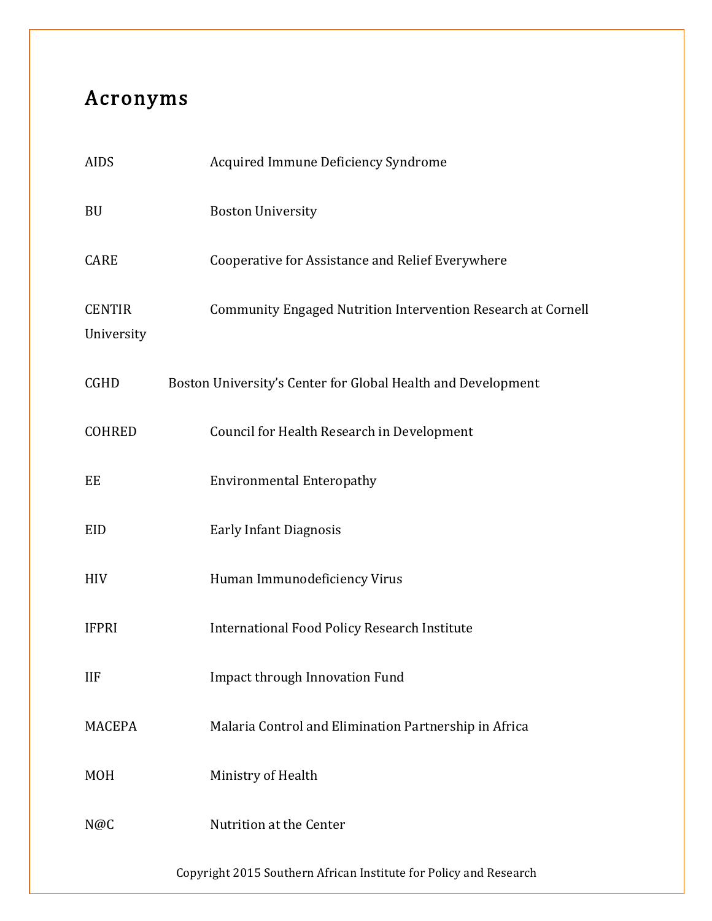## Acronyms

| | |
|---|---|
| AIDS | Acquired Immune Deficiency Syndrome |
| BU | Boston University |
| CARE | Cooperative for Assistance and Relief Everywhere |
| CENTIR | Community Engaged Nutrition Intervention Research at Cornell University |
| CGHD | Boston University's Center for Global Health and Development |
| COHRED | Council for Health Research in Development |
| EE | Environmental Enteropathy |
| EID | Early Infant Diagnosis |
| HIV | Human Immunodeficiency Virus |
| IFPRI | International Food Policy Research Institute |
| IIF | Impact through Innovation Fund |
| MACEPA | Malaria Control and Elimination Partnership in Africa |
| MOH | Ministry of Health |
| N@C | Nutrition at the Center |

Copyright 2015 Southern African Institute for Policy and Research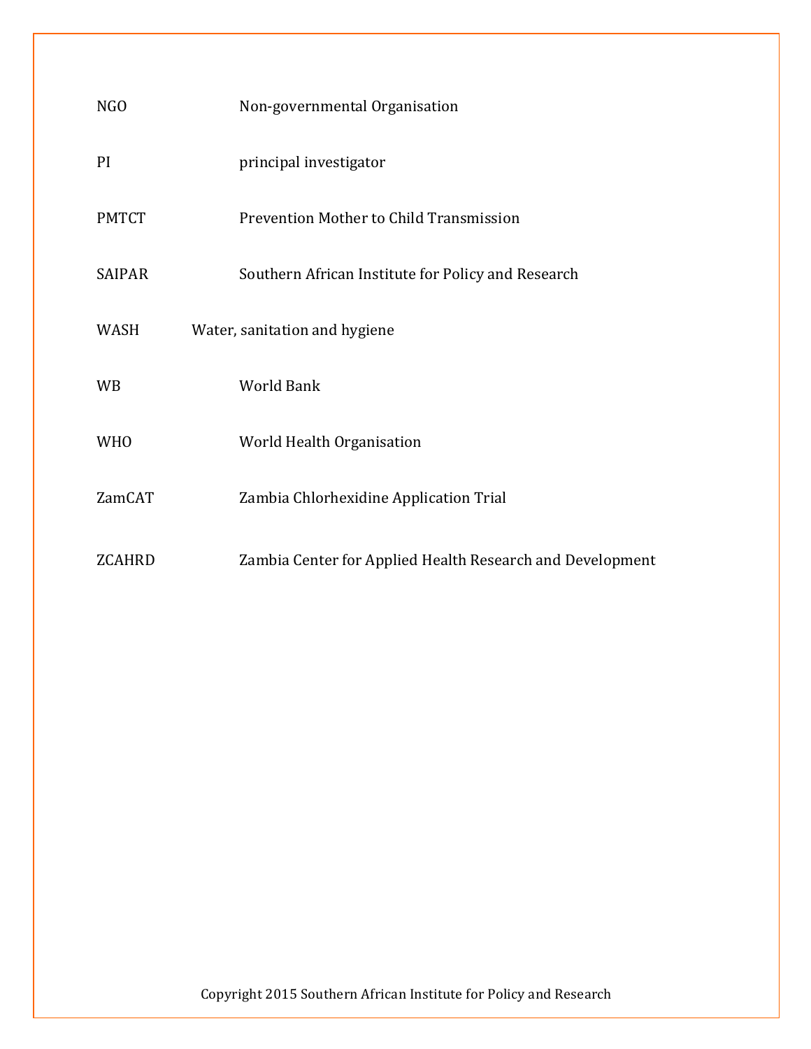| | |
|---|---|
| NGO | Non-governmental Organisation |
| PI | principal investigator |
| PMTCT | Prevention Mother to Child Transmission |
| SAIPAR | Southern African Institute for Policy and Research |
| WASH | Water, sanitation and hygiene |
| WB | World Bank |
| WHO | World Health Organisation |
| ZamCAT | Zambia Chlorhexidine Application Trial |
| ZCAHRD | Zambia Center for Applied Health Research and Development |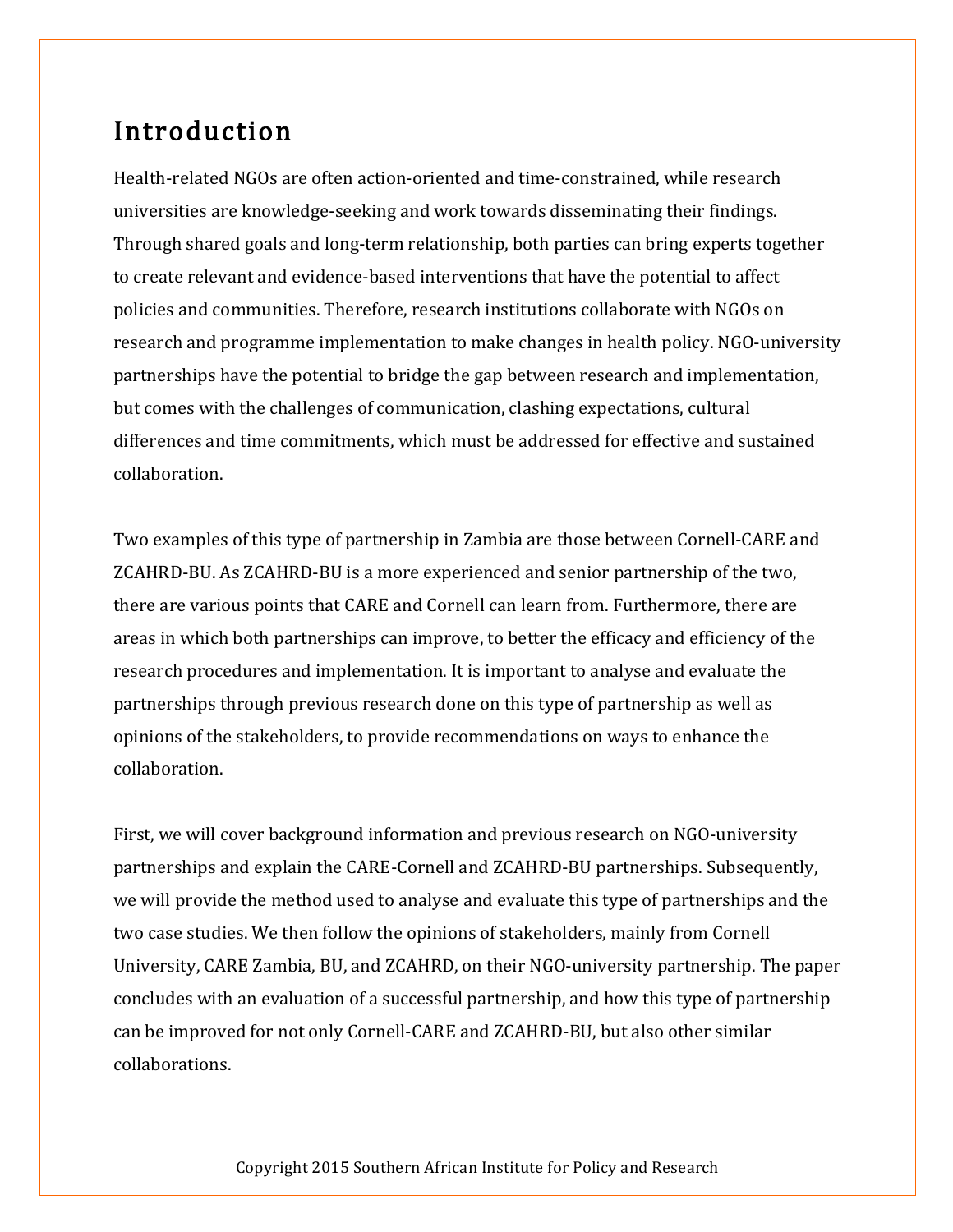## Introduction

Health-related NGOs are often action-oriented and time-constrained, while research universities are knowledge-seeking and work towards disseminating their findings. Through shared goals and long-term relationship, both parties can bring experts together to create relevant and evidence-based interventions that have the potential to affect policies and communities. Therefore, research institutions collaborate with NGOs on research and programme implementation to make changes in health policy. NGO-university partnerships have the potential to bridge the gap between research and implementation, but comes with the challenges of communication, clashing expectations, cultural differences and time commitments, which must be addressed for effective and sustained collaboration.

Two examples of this type of partnership in Zambia are those between Cornell-CARE and ZCAHRD-BU. As ZCAHRD-BU is a more experienced and senior partnership of the two, there are various points that CARE and Cornell can learn from. Furthermore, there are areas in which both partnerships can improve, to better the efficacy and efficiency of the research procedures and implementation. It is important to analyse and evaluate the partnerships through previous research done on this type of partnership as well as opinions of the stakeholders, to provide recommendations on ways to enhance the collaboration.

First, we will cover background information and previous research on NGO-university partnerships and explain the CARE-Cornell and ZCAHRD-BU partnerships. Subsequently, we will provide the method used to analyse and evaluate this type of partnerships and the two case studies. We then follow the opinions of stakeholders, mainly from Cornell University, CARE Zambia, BU, and ZCAHRD, on their NGO-university partnership. The paper concludes with an evaluation of a successful partnership, and how this type of partnership can be improved for not only Cornell-CARE and ZCAHRD-BU, but also other similar collaborations.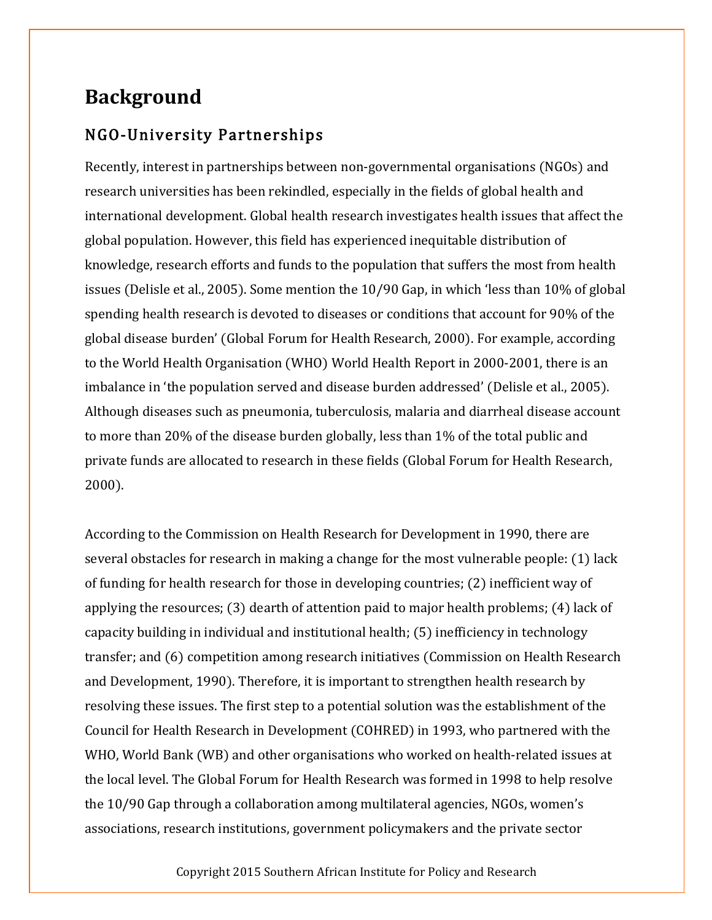# Background

## NGO-University Partnerships

Recently, interest in partnerships between non-governmental organisations (NGOs) and research universities has been rekindled, especially in the fields of global health and international development. Global health research investigates health issues that affect the global population. However, this field has experienced inequitable distribution of knowledge, research efforts and funds to the population that suffers the most from health issues (Delisle et al., 2005). Some mention the 10/90 Gap, in which 'less than 10% of global spending health research is devoted to diseases or conditions that account for 90% of the global disease burden' (Global Forum for Health Research, 2000). For example, according to the World Health Organisation (WHO) World Health Report in 2000-2001, there is an imbalance in 'the population served and disease burden addressed' (Delisle et al., 2005). Although diseases such as pneumonia, tuberculosis, malaria and diarrheal disease account to more than 20% of the disease burden globally, less than 1% of the total public and private funds are allocated to research in these fields (Global Forum for Health Research, 2000).

According to the Commission on Health Research for Development in 1990, there are several obstacles for research in making a change for the most vulnerable people: (1) lack of funding for health research for those in developing countries; (2) inefficient way of applying the resources; (3) dearth of attention paid to major health problems; (4) lack of capacity building in individual and institutional health; (5) inefficiency in technology transfer; and (6) competition among research initiatives (Commission on Health Research and Development, 1990). Therefore, it is important to strengthen health research by resolving these issues. The first step to a potential solution was the establishment of the Council for Health Research in Development (COHRED) in 1993, who partnered with the WHO, World Bank (WB) and other organisations who worked on health-related issues at the local level. The Global Forum for Health Research was formed in 1998 to help resolve the 10/90 Gap through a collaboration among multilateral agencies, NGOs, women's associations, research institutions, government policymakers and the private sector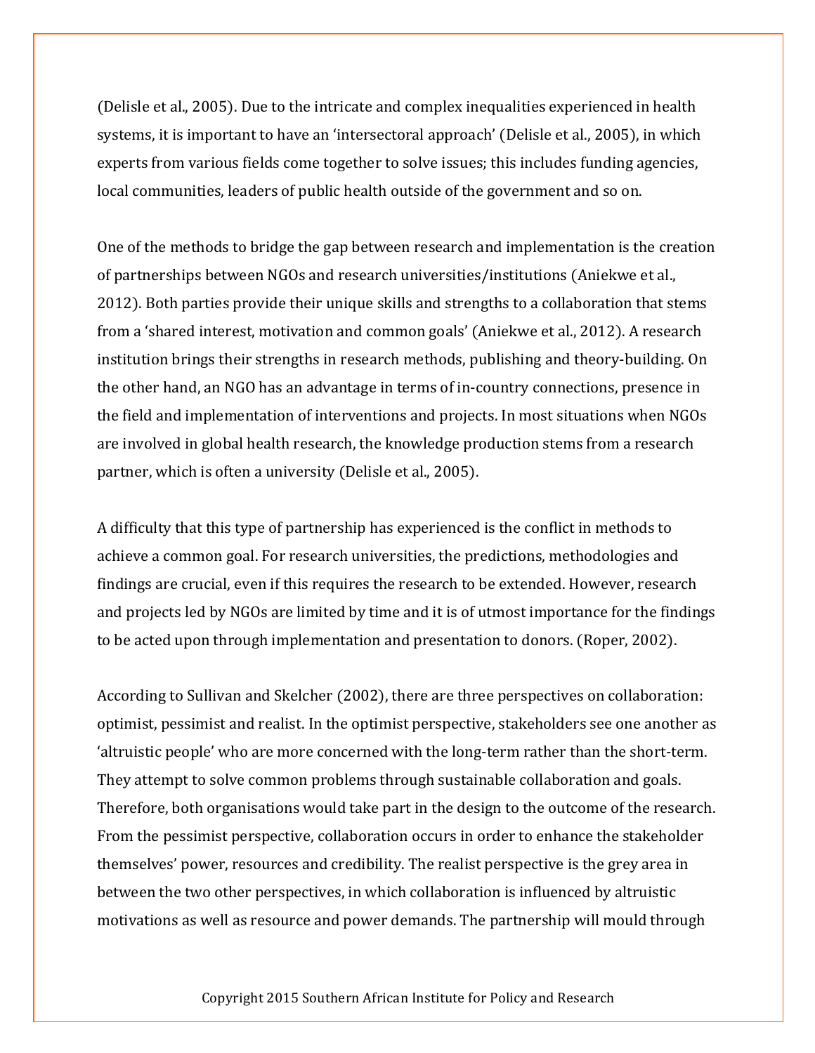(Delisle et al., 2005). Due to the intricate and complex inequalities experienced in health systems, it is important to have an 'intersectoral approach' (Delisle et al., 2005), in which experts from various fields come together to solve issues; this includes funding agencies, local communities, leaders of public health outside of the government and so on.

One of the methods to bridge the gap between research and implementation is the creation of partnerships between NGOs and research universities/institutions (Aniekwe et al., 2012). Both parties provide their unique skills and strengths to a collaboration that stems from a 'shared interest, motivation and common goals' (Aniekwe et al., 2012). A research institution brings their strengths in research methods, publishing and theory-building. On the other hand, an NGO has an advantage in terms of in-country connections, presence in the field and implementation of interventions and projects. In most situations when NGOs are involved in global health research, the knowledge production stems from a research partner, which is often a university (Delisle et al., 2005).

A difficulty that this type of partnership has experienced is the conflict in methods to achieve a common goal. For research universities, the predictions, methodologies and findings are crucial, even if this requires the research to be extended. However, research and projects led by NGOs are limited by time and it is of utmost importance for the findings to be acted upon through implementation and presentation to donors. (Roper, 2002).

According to Sullivan and Skelcher (2002), there are three perspectives on collaboration: optimist, pessimist and realist. In the optimist perspective, stakeholders see one another as 'altruistic people' who are more concerned with the long-term rather than the short-term. They attempt to solve common problems through sustainable collaboration and goals. Therefore, both organisations would take part in the design to the outcome of the research. From the pessimist perspective, collaboration occurs in order to enhance the stakeholder themselves' power, resources and credibility. The realist perspective is the grey area in between the two other perspectives, in which collaboration is influenced by altruistic motivations as well as resource and power demands. The partnership will mould through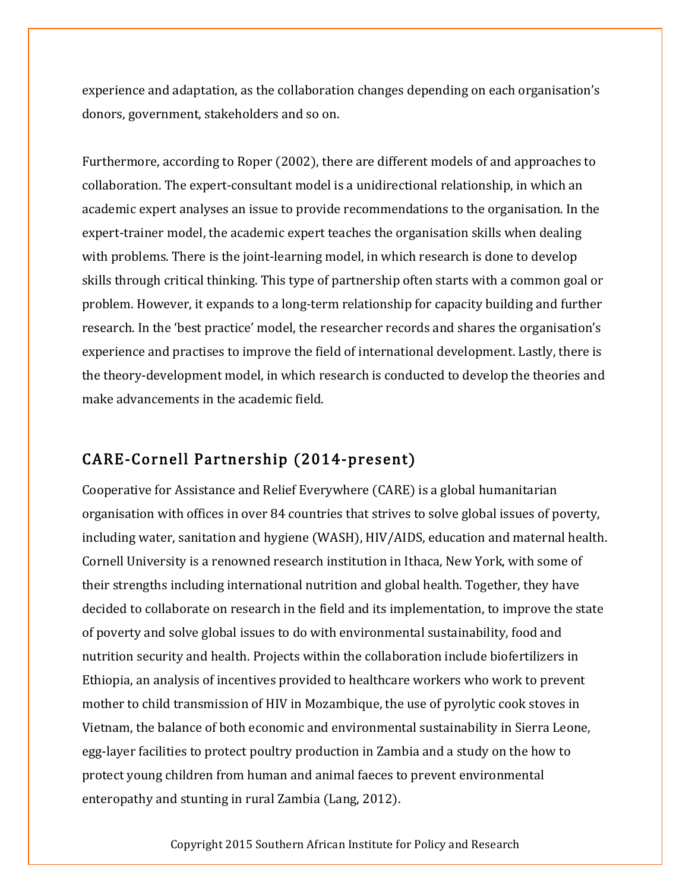experience and adaptation, as the collaboration changes depending on each organisation's donors, government, stakeholders and so on.

Furthermore, according to Roper (2002), there are different models of and approaches to collaboration. The expert-consultant model is a unidirectional relationship, in which an academic expert analyses an issue to provide recommendations to the organisation. In the expert-trainer model, the academic expert teaches the organisation skills when dealing with problems. There is the joint-learning model, in which research is done to develop skills through critical thinking. This type of partnership often starts with a common goal or problem. However, it expands to a long-term relationship for capacity building and further research. In the 'best practice' model, the researcher records and shares the organisation's experience and practises to improve the field of international development. Lastly, there is the theory-development model, in which research is conducted to develop the theories and make advancements in the academic field.

## CARE-Cornell Partnership (2014-present)

Cooperative for Assistance and Relief Everywhere (CARE) is a global humanitarian organisation with offices in over 84 countries that strives to solve global issues of poverty, including water, sanitation and hygiene (WASH), HIV/AIDS, education and maternal health. Cornell University is a renowned research institution in Ithaca, New York, with some of their strengths including international nutrition and global health. Together, they have decided to collaborate on research in the field and its implementation, to improve the state of poverty and solve global issues to do with environmental sustainability, food and nutrition security and health. Projects within the collaboration include biofertilizers in Ethiopia, an analysis of incentives provided to healthcare workers who work to prevent mother to child transmission of HIV in Mozambique, the use of pyrolytic cook stoves in Vietnam, the balance of both economic and environmental sustainability in Sierra Leone, egg-layer facilities to protect poultry production in Zambia and a study on the how to protect young children from human and animal faeces to prevent environmental enteropathy and stunting in rural Zambia (Lang, 2012).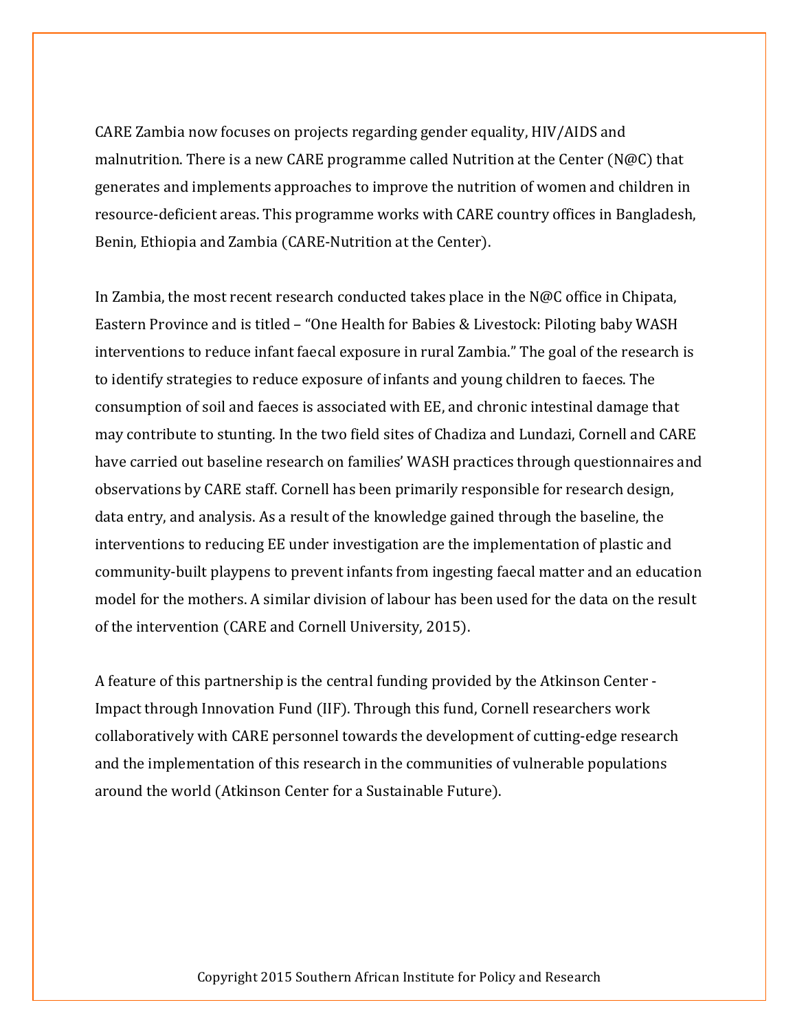CARE Zambia now focuses on projects regarding gender equality, HIV/AIDS and malnutrition. There is a new CARE programme called Nutrition at the Center (N@C) that generates and implements approaches to improve the nutrition of women and children in resource-deficient areas. This programme works with CARE country offices in Bangladesh, Benin, Ethiopia and Zambia (CARE-Nutrition at the Center).

In Zambia, the most recent research conducted takes place in the N@C office in Chipata, Eastern Province and is titled – "One Health for Babies & Livestock: Piloting baby WASH interventions to reduce infant faecal exposure in rural Zambia." The goal of the research is to identify strategies to reduce exposure of infants and young children to faeces. The consumption of soil and faeces is associated with EE, and chronic intestinal damage that may contribute to stunting. In the two field sites of Chadiza and Lundazi, Cornell and CARE have carried out baseline research on families' WASH practices through questionnaires and observations by CARE staff. Cornell has been primarily responsible for research design, data entry, and analysis. As a result of the knowledge gained through the baseline, the interventions to reducing EE under investigation are the implementation of plastic and community-built playpens to prevent infants from ingesting faecal matter and an education model for the mothers. A similar division of labour has been used for the data on the result of the intervention (CARE and Cornell University, 2015).

A feature of this partnership is the central funding provided by the Atkinson Center - Impact through Innovation Fund (IIF). Through this fund, Cornell researchers work collaboratively with CARE personnel towards the development of cutting-edge research and the implementation of this research in the communities of vulnerable populations around the world (Atkinson Center for a Sustainable Future).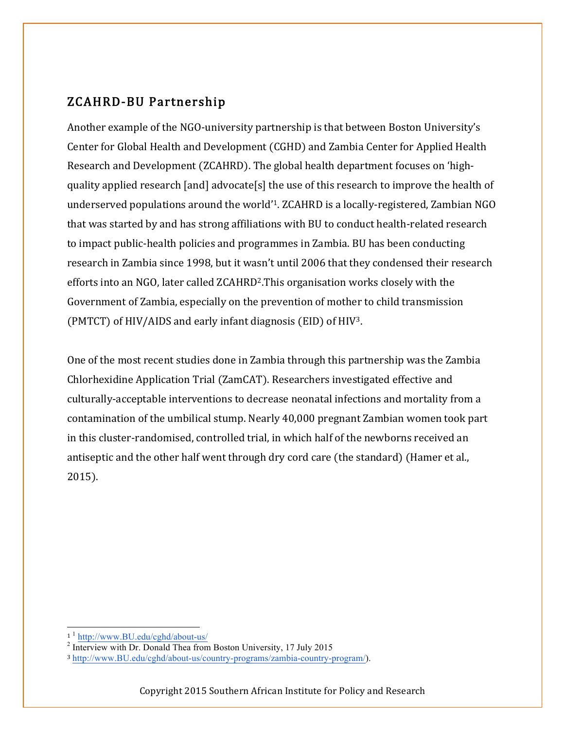## ZCAHRD-BU Partnership

Another example of the NGO-university partnership is that between Boston University's Center for Global Health and Development (CGHD) and Zambia Center for Applied Health Research and Development (ZCAHRD). The global health department focuses on 'high-quality applied research [and] advocate[s] the use of this research to improve the health of underserved populations around the world'[1]. ZCAHRD is a locally-registered, Zambian NGO that was started by and has strong affiliations with BU to conduct health-related research to impact public-health policies and programmes in Zambia. BU has been conducting research in Zambia since 1998, but it wasn't until 2006 that they condensed their research efforts into an NGO, later called ZCAHRD[2].This organisation works closely with the Government of Zambia, especially on the prevention of mother to child transmission (PMTCT) of HIV/AIDS and early infant diagnosis (EID) of HIV[3].

One of the most recent studies done in Zambia through this partnership was the Zambia Chlorhexidine Application Trial (ZamCAT). Researchers investigated effective and culturally-acceptable interventions to decrease neonatal infections and mortality from a contamination of the umbilical stump. Nearly 40,000 pregnant Zambian women took part in this cluster-randomised, controlled trial, in which half of the newborns received an antiseptic and the other half went through dry cord care (the standard) (Hamer et al., 2015).

---

[1] [1] http://www.BU.edu/cghd/about-us/

[2] Interview with Dr. Donald Thea from Boston University, 17 July 2015

[3] http://www.BU.edu/cghd/about-us/country-programs/zambia-country-program/).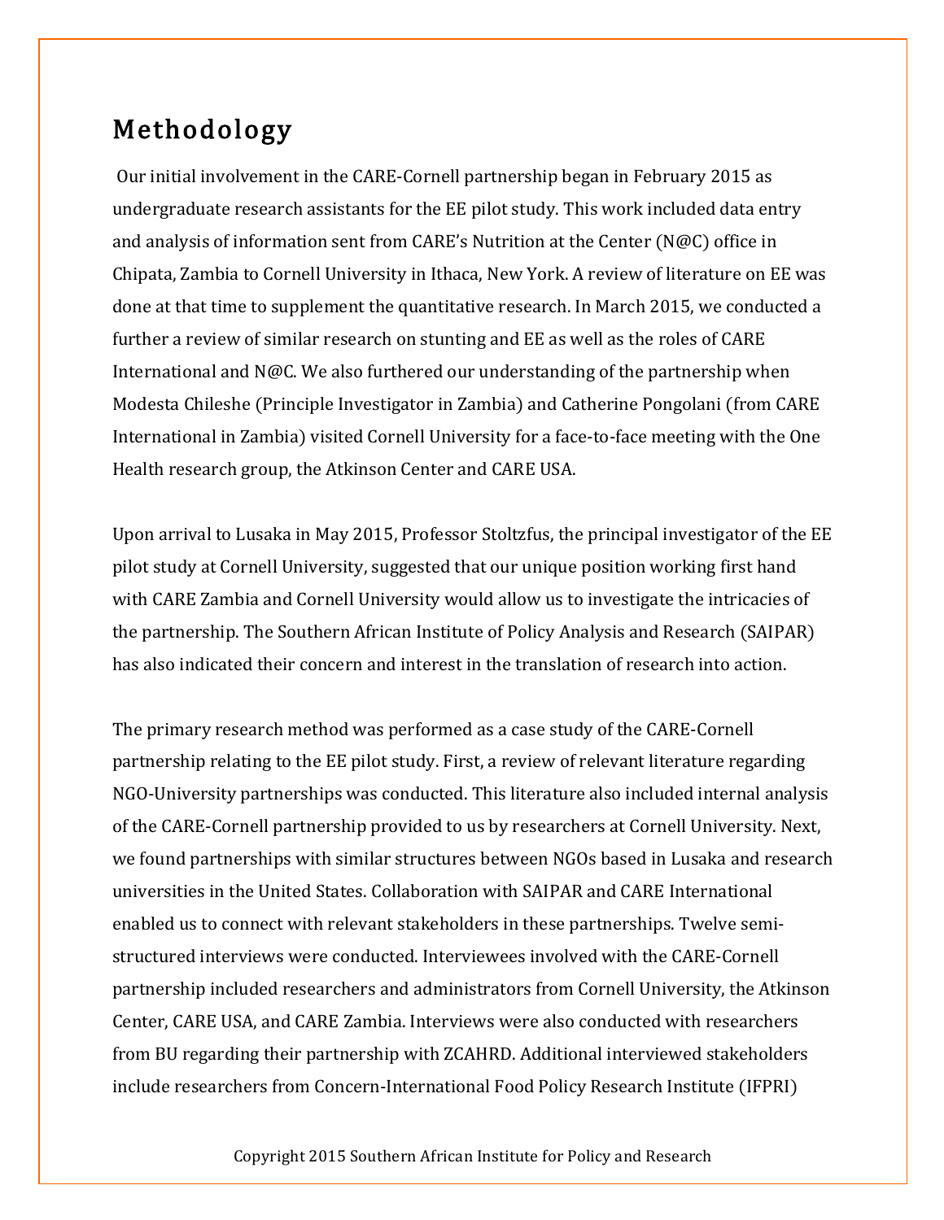# Methodology

Our initial involvement in the CARE-Cornell partnership began in February 2015 as undergraduate research assistants for the EE pilot study. This work included data entry and analysis of information sent from CARE's Nutrition at the Center (N@C) office in Chipata, Zambia to Cornell University in Ithaca, New York. A review of literature on EE was done at that time to supplement the quantitative research. In March 2015, we conducted a further a review of similar research on stunting and EE as well as the roles of CARE International and N@C. We also furthered our understanding of the partnership when Modesta Chileshe (Principle Investigator in Zambia) and Catherine Pongolani (from CARE International in Zambia) visited Cornell University for a face-to-face meeting with the One Health research group, the Atkinson Center and CARE USA.

Upon arrival to Lusaka in May 2015, Professor Stoltzfus, the principal investigator of the EE pilot study at Cornell University, suggested that our unique position working first hand with CARE Zambia and Cornell University would allow us to investigate the intricacies of the partnership. The Southern African Institute of Policy Analysis and Research (SAIPAR) has also indicated their concern and interest in the translation of research into action.

The primary research method was performed as a case study of the CARE-Cornell partnership relating to the EE pilot study. First, a review of relevant literature regarding NGO-University partnerships was conducted. This literature also included internal analysis of the CARE-Cornell partnership provided to us by researchers at Cornell University. Next, we found partnerships with similar structures between NGOs based in Lusaka and research universities in the United States. Collaboration with SAIPAR and CARE International enabled us to connect with relevant stakeholders in these partnerships. Twelve semi-structured interviews were conducted. Interviewees involved with the CARE-Cornell partnership included researchers and administrators from Cornell University, the Atkinson Center, CARE USA, and CARE Zambia. Interviews were also conducted with researchers from BU regarding their partnership with ZCAHRD. Additional interviewed stakeholders include researchers from Concern-International Food Policy Research Institute (IFPRI)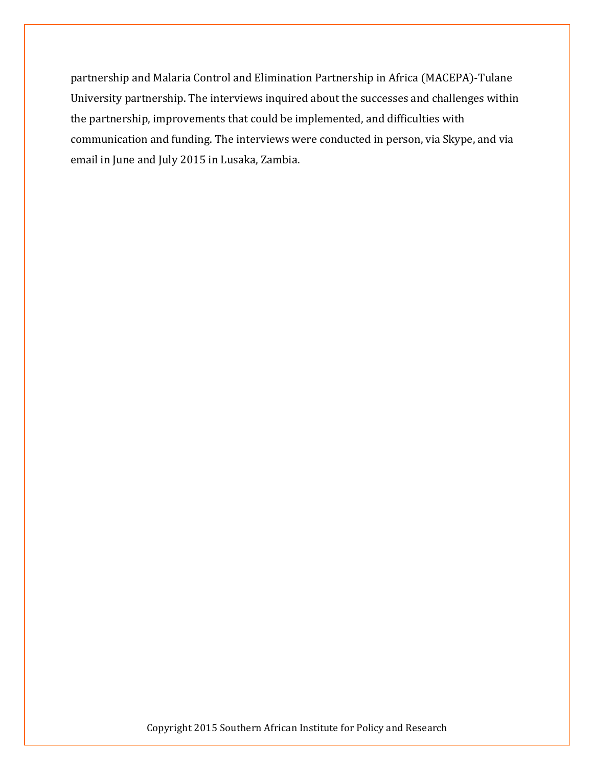partnership and Malaria Control and Elimination Partnership in Africa (MACEPA)-Tulane University partnership. The interviews inquired about the successes and challenges within the partnership, improvements that could be implemented, and difficulties with communication and funding. The interviews were conducted in person, via Skype, and via email in June and July 2015 in Lusaka, Zambia.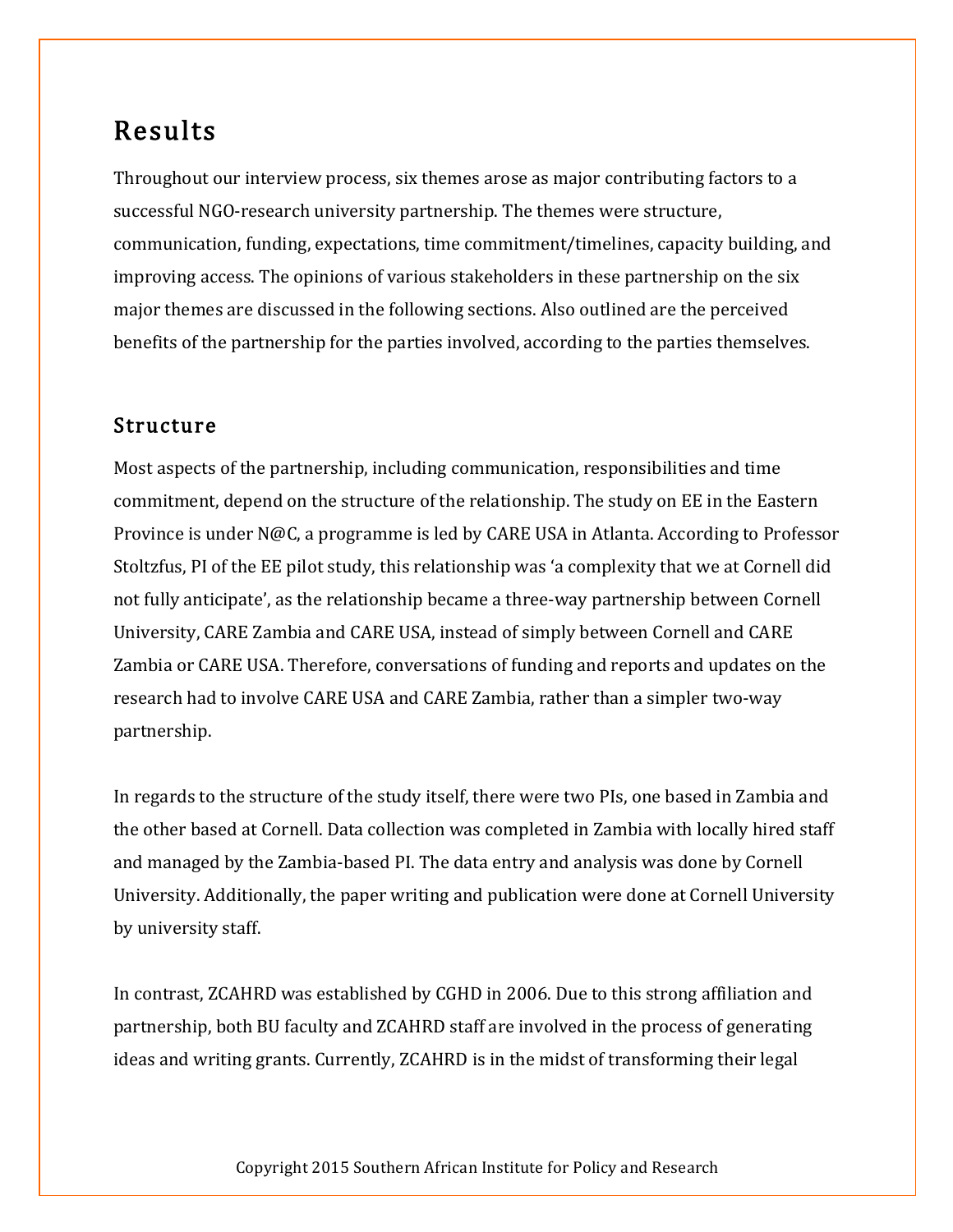# Results

Throughout our interview process, six themes arose as major contributing factors to a successful NGO-research university partnership. The themes were structure, communication, funding, expectations, time commitment/timelines, capacity building, and improving access. The opinions of various stakeholders in these partnership on the six major themes are discussed in the following sections. Also outlined are the perceived benefits of the partnership for the parties involved, according to the parties themselves.

## Structure

Most aspects of the partnership, including communication, responsibilities and time commitment, depend on the structure of the relationship. The study on EE in the Eastern Province is under N@C, a programme is led by CARE USA in Atlanta. According to Professor Stoltzfus, PI of the EE pilot study, this relationship was 'a complexity that we at Cornell did not fully anticipate', as the relationship became a three-way partnership between Cornell University, CARE Zambia and CARE USA, instead of simply between Cornell and CARE Zambia or CARE USA. Therefore, conversations of funding and reports and updates on the research had to involve CARE USA and CARE Zambia, rather than a simpler two-way partnership.

In regards to the structure of the study itself, there were two PIs, one based in Zambia and the other based at Cornell. Data collection was completed in Zambia with locally hired staff and managed by the Zambia-based PI. The data entry and analysis was done by Cornell University. Additionally, the paper writing and publication were done at Cornell University by university staff.

In contrast, ZCAHRD was established by CGHD in 2006. Due to this strong affiliation and partnership, both BU faculty and ZCAHRD staff are involved in the process of generating ideas and writing grants. Currently, ZCAHRD is in the midst of transforming their legal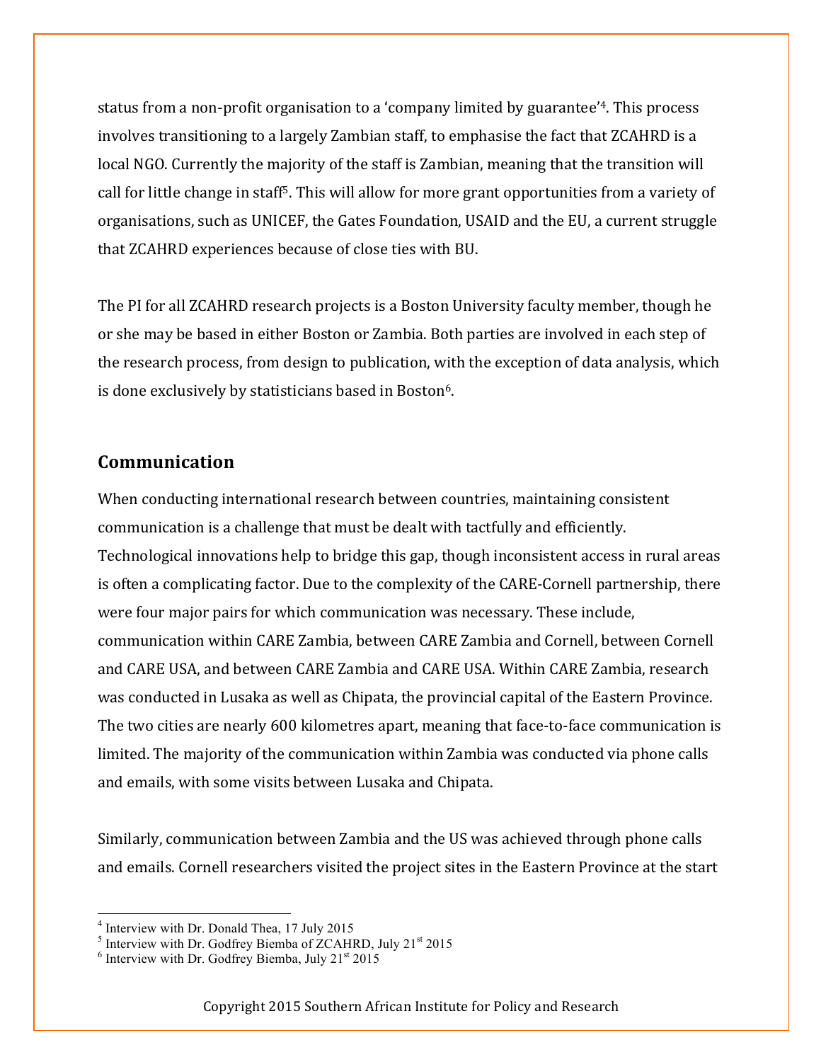status from a non-profit organisation to a 'company limited by guarantee'[4]. This process involves transitioning to a largely Zambian staff, to emphasise the fact that ZCAHRD is a local NGO. Currently the majority of the staff is Zambian, meaning that the transition will call for little change in staff[5]. This will allow for more grant opportunities from a variety of organisations, such as UNICEF, the Gates Foundation, USAID and the EU, a current struggle that ZCAHRD experiences because of close ties with BU.

The PI for all ZCAHRD research projects is a Boston University faculty member, though he or she may be based in either Boston or Zambia. Both parties are involved in each step of the research process, from design to publication, with the exception of data analysis, which is done exclusively by statisticians based in Boston[6].

## Communication

When conducting international research between countries, maintaining consistent communication is a challenge that must be dealt with tactfully and efficiently. Technological innovations help to bridge this gap, though inconsistent access in rural areas is often a complicating factor. Due to the complexity of the CARE-Cornell partnership, there were four major pairs for which communication was necessary. These include, communication within CARE Zambia, between CARE Zambia and Cornell, between Cornell and CARE USA, and between CARE Zambia and CARE USA. Within CARE Zambia, research was conducted in Lusaka as well as Chipata, the provincial capital of the Eastern Province. The two cities are nearly 600 kilometres apart, meaning that face-to-face communication is limited. The majority of the communication within Zambia was conducted via phone calls and emails, with some visits between Lusaka and Chipata.

Similarly, communication between Zambia and the US was achieved through phone calls and emails. Cornell researchers visited the project sites in the Eastern Province at the start

[4] Interview with Dr. Donald Thea, 17 July 2015
[5] Interview with Dr. Godfrey Biemba of ZCAHRD, July 21st 2015
[6] Interview with Dr. Godfrey Biemba, July 21st 2015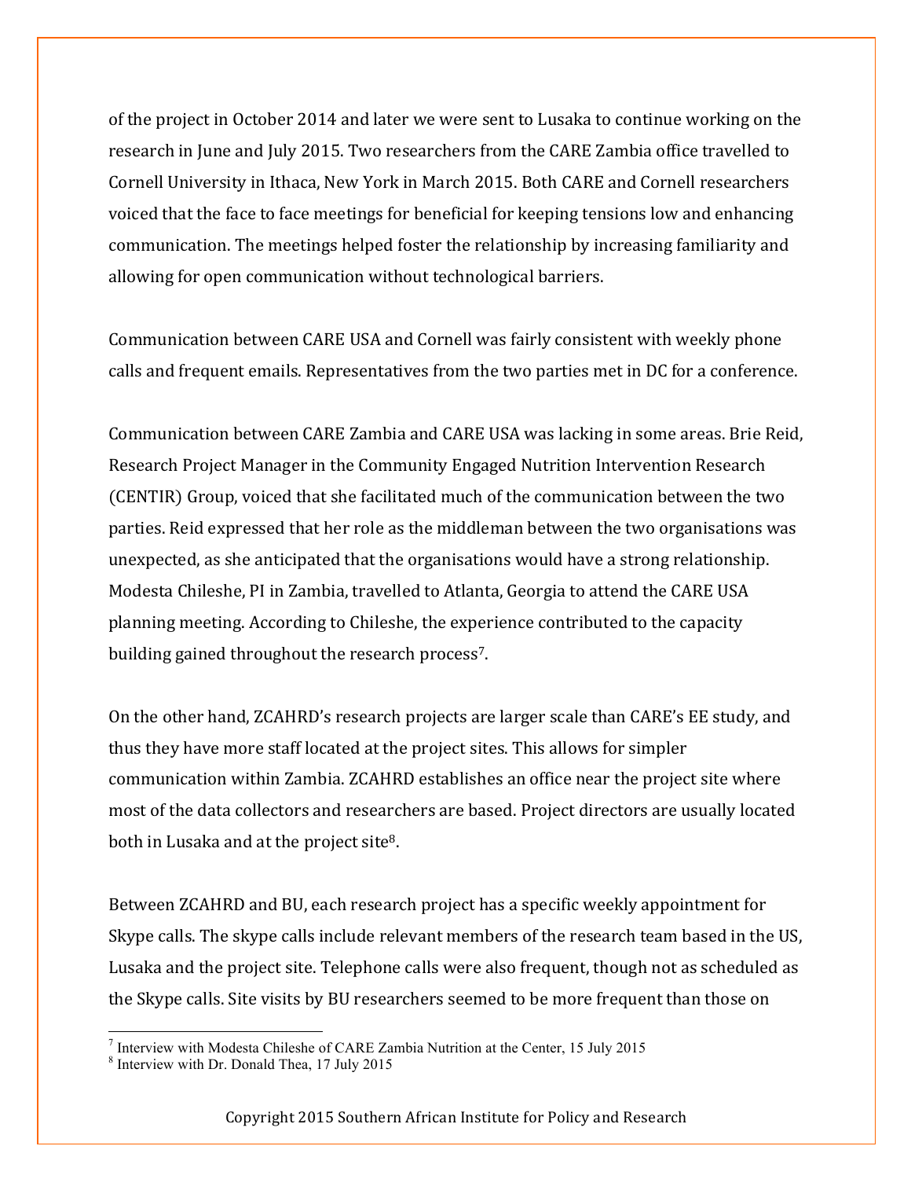of the project in October 2014 and later we were sent to Lusaka to continue working on the research in June and July 2015. Two researchers from the CARE Zambia office travelled to Cornell University in Ithaca, New York in March 2015. Both CARE and Cornell researchers voiced that the face to face meetings for beneficial for keeping tensions low and enhancing communication. The meetings helped foster the relationship by increasing familiarity and allowing for open communication without technological barriers.

Communication between CARE USA and Cornell was fairly consistent with weekly phone calls and frequent emails. Representatives from the two parties met in DC for a conference.

Communication between CARE Zambia and CARE USA was lacking in some areas. Brie Reid, Research Project Manager in the Community Engaged Nutrition Intervention Research (CENTIR) Group, voiced that she facilitated much of the communication between the two parties. Reid expressed that her role as the middleman between the two organisations was unexpected, as she anticipated that the organisations would have a strong relationship. Modesta Chileshe, PI in Zambia, travelled to Atlanta, Georgia to attend the CARE USA planning meeting. According to Chileshe, the experience contributed to the capacity building gained throughout the research process[7].

On the other hand, ZCAHRD's research projects are larger scale than CARE's EE study, and thus they have more staff located at the project sites. This allows for simpler communication within Zambia. ZCAHRD establishes an office near the project site where most of the data collectors and researchers are based. Project directors are usually located both in Lusaka and at the project site[8].

Between ZCAHRD and BU, each research project has a specific weekly appointment for Skype calls. The skype calls include relevant members of the research team based in the US, Lusaka and the project site. Telephone calls were also frequent, though not as scheduled as the Skype calls. Site visits by BU researchers seemed to be more frequent than those on

[7] Interview with Modesta Chileshe of CARE Zambia Nutrition at the Center, 15 July 2015

[8] Interview with Dr. Donald Thea, 17 July 2015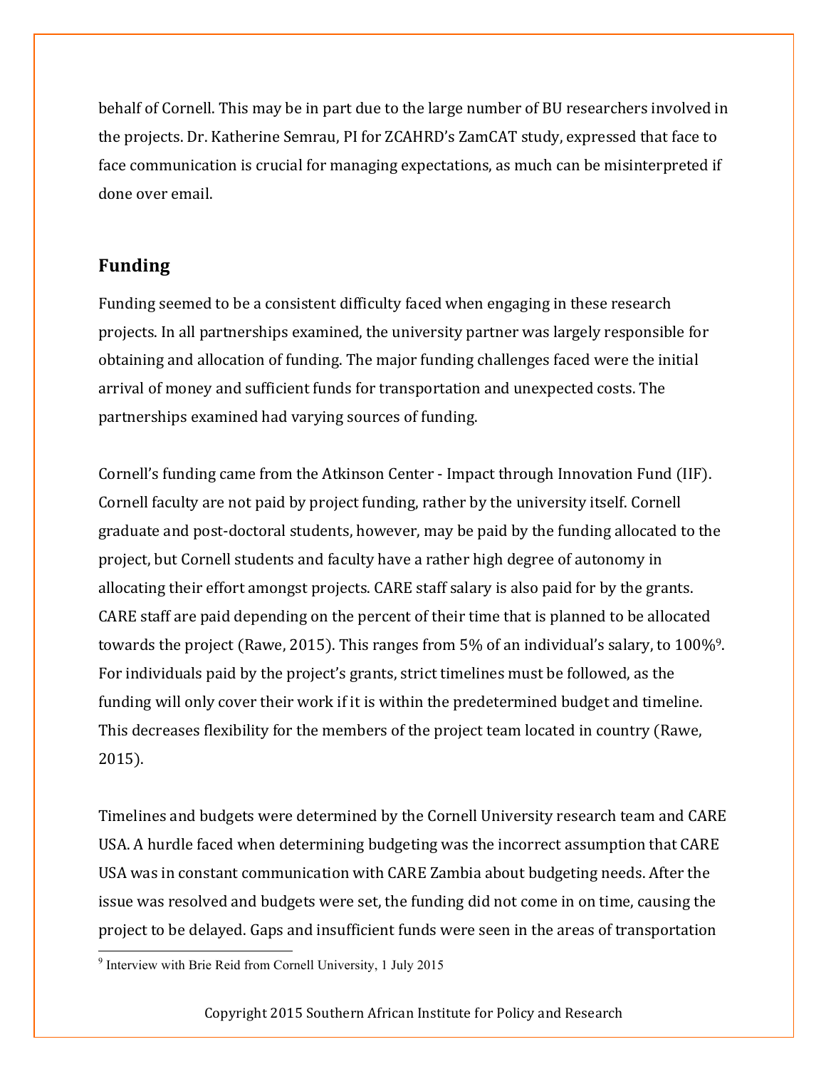behalf of Cornell. This may be in part due to the large number of BU researchers involved in the projects. Dr. Katherine Semrau, PI for ZCAHRD's ZamCAT study, expressed that face to face communication is crucial for managing expectations, as much can be misinterpreted if done over email.

## Funding

Funding seemed to be a consistent difficulty faced when engaging in these research projects. In all partnerships examined, the university partner was largely responsible for obtaining and allocation of funding. The major funding challenges faced were the initial arrival of money and sufficient funds for transportation and unexpected costs. The partnerships examined had varying sources of funding.

Cornell's funding came from the Atkinson Center - Impact through Innovation Fund (IIF). Cornell faculty are not paid by project funding, rather by the university itself. Cornell graduate and post-doctoral students, however, may be paid by the funding allocated to the project, but Cornell students and faculty have a rather high degree of autonomy in allocating their effort amongst projects. CARE staff salary is also paid for by the grants. CARE staff are paid depending on the percent of their time that is planned to be allocated towards the project (Rawe, 2015). This ranges from 5% of an individual's salary, to 100%[9]. For individuals paid by the project's grants, strict timelines must be followed, as the funding will only cover their work if it is within the predetermined budget and timeline. This decreases flexibility for the members of the project team located in country (Rawe, 2015).

Timelines and budgets were determined by the Cornell University research team and CARE USA. A hurdle faced when determining budgeting was the incorrect assumption that CARE USA was in constant communication with CARE Zambia about budgeting needs. After the issue was resolved and budgets were set, the funding did not come in on time, causing the project to be delayed. Gaps and insufficient funds were seen in the areas of transportation

[9] Interview with Brie Reid from Cornell University, 1 July 2015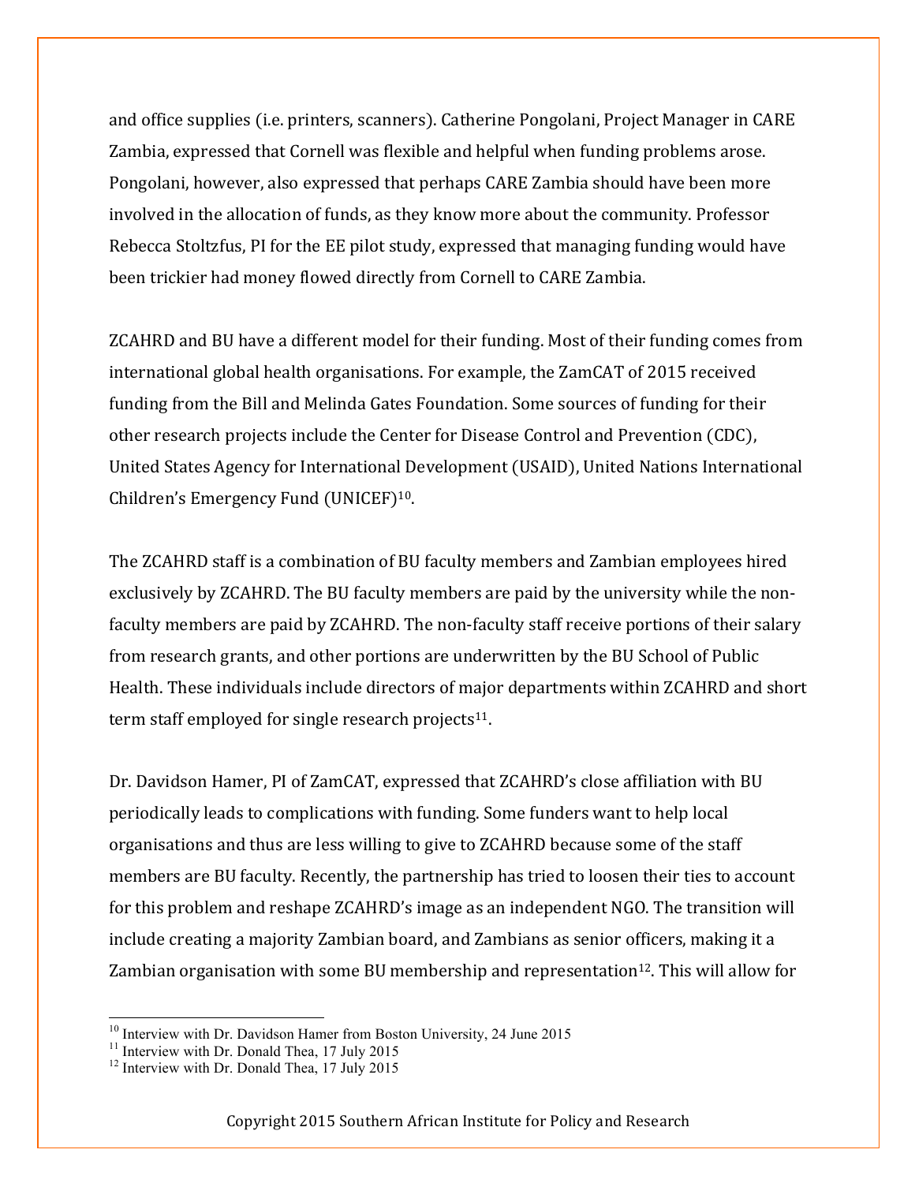and office supplies (i.e. printers, scanners). Catherine Pongolani, Project Manager in CARE Zambia, expressed that Cornell was flexible and helpful when funding problems arose. Pongolani, however, also expressed that perhaps CARE Zambia should have been more involved in the allocation of funds, as they know more about the community. Professor Rebecca Stoltzfus, PI for the EE pilot study, expressed that managing funding would have been trickier had money flowed directly from Cornell to CARE Zambia.

ZCAHRD and BU have a different model for their funding. Most of their funding comes from international global health organisations. For example, the ZamCAT of 2015 received funding from the Bill and Melinda Gates Foundation. Some sources of funding for their other research projects include the Center for Disease Control and Prevention (CDC), United States Agency for International Development (USAID), United Nations International Children's Emergency Fund (UNICEF)[10].

The ZCAHRD staff is a combination of BU faculty members and Zambian employees hired exclusively by ZCAHRD. The BU faculty members are paid by the university while the non-faculty members are paid by ZCAHRD. The non-faculty staff receive portions of their salary from research grants, and other portions are underwritten by the BU School of Public Health. These individuals include directors of major departments within ZCAHRD and short term staff employed for single research projects[11].

Dr. Davidson Hamer, PI of ZamCAT, expressed that ZCAHRD's close affiliation with BU periodically leads to complications with funding. Some funders want to help local organisations and thus are less willing to give to ZCAHRD because some of the staff members are BU faculty. Recently, the partnership has tried to loosen their ties to account for this problem and reshape ZCAHRD's image as an independent NGO. The transition will include creating a majority Zambian board, and Zambians as senior officers, making it a Zambian organisation with some BU membership and representation[12]. This will allow for

[10] Interview with Dr. Davidson Hamer from Boston University, 24 June 2015
[11] Interview with Dr. Donald Thea, 17 July 2015
[12] Interview with Dr. Donald Thea, 17 July 2015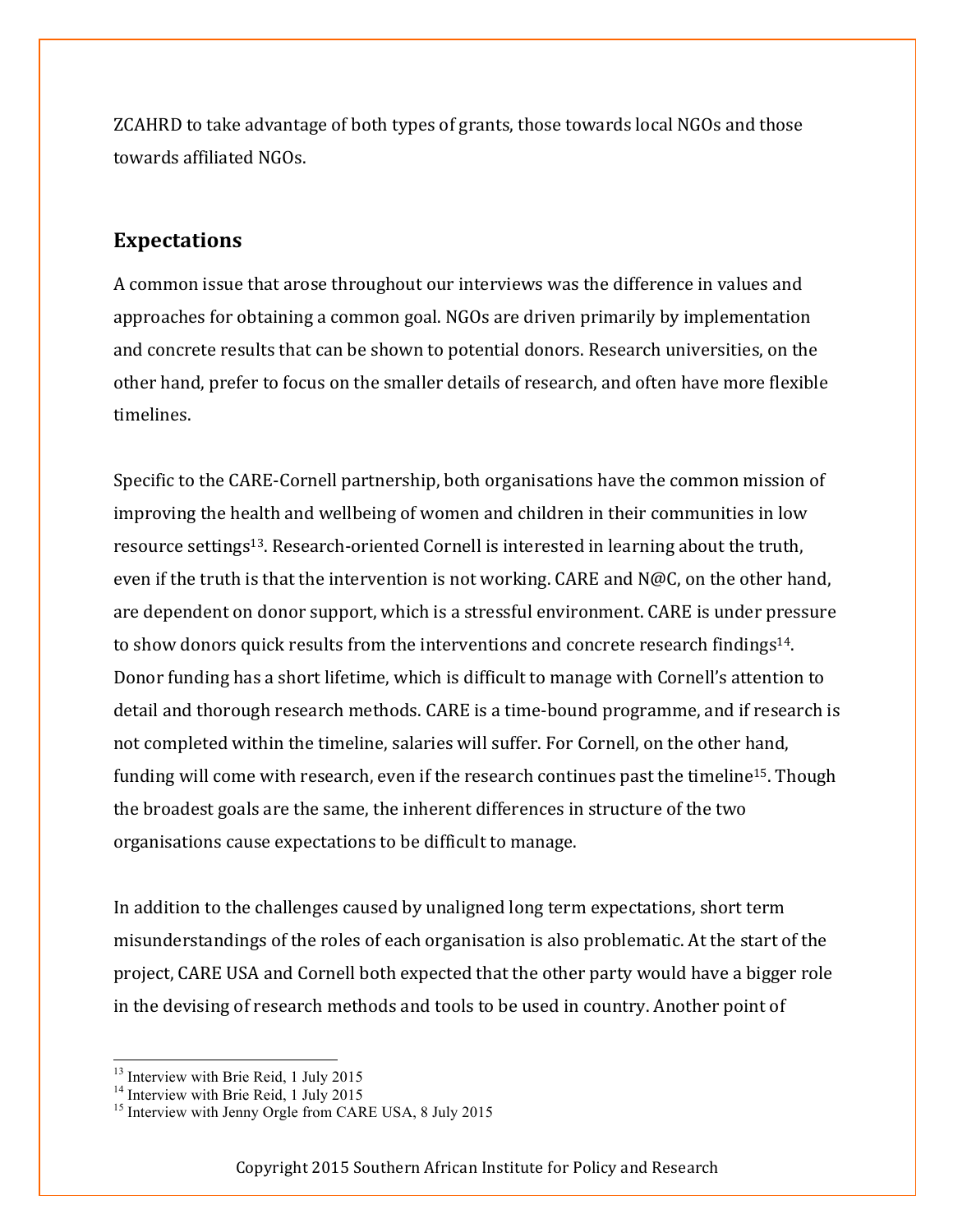ZCAHRD to take advantage of both types of grants, those towards local NGOs and those towards affiliated NGOs.

## Expectations

A common issue that arose throughout our interviews was the difference in values and approaches for obtaining a common goal. NGOs are driven primarily by implementation and concrete results that can be shown to potential donors. Research universities, on the other hand, prefer to focus on the smaller details of research, and often have more flexible timelines.

Specific to the CARE-Cornell partnership, both organisations have the common mission of improving the health and wellbeing of women and children in their communities in low resource settings[13]. Research-oriented Cornell is interested in learning about the truth, even if the truth is that the intervention is not working. CARE and N@C, on the other hand, are dependent on donor support, which is a stressful environment. CARE is under pressure to show donors quick results from the interventions and concrete research findings[14]. Donor funding has a short lifetime, which is difficult to manage with Cornell's attention to detail and thorough research methods. CARE is a time-bound programme, and if research is not completed within the timeline, salaries will suffer. For Cornell, on the other hand, funding will come with research, even if the research continues past the timeline[15]. Though the broadest goals are the same, the inherent differences in structure of the two organisations cause expectations to be difficult to manage.

In addition to the challenges caused by unaligned long term expectations, short term misunderstandings of the roles of each organisation is also problematic. At the start of the project, CARE USA and Cornell both expected that the other party would have a bigger role in the devising of research methods and tools to be used in country. Another point of

---

[13] Interview with Brie Reid, 1 July 2015

[14] Interview with Brie Reid, 1 July 2015

[15] Interview with Jenny Orgle from CARE USA, 8 July 2015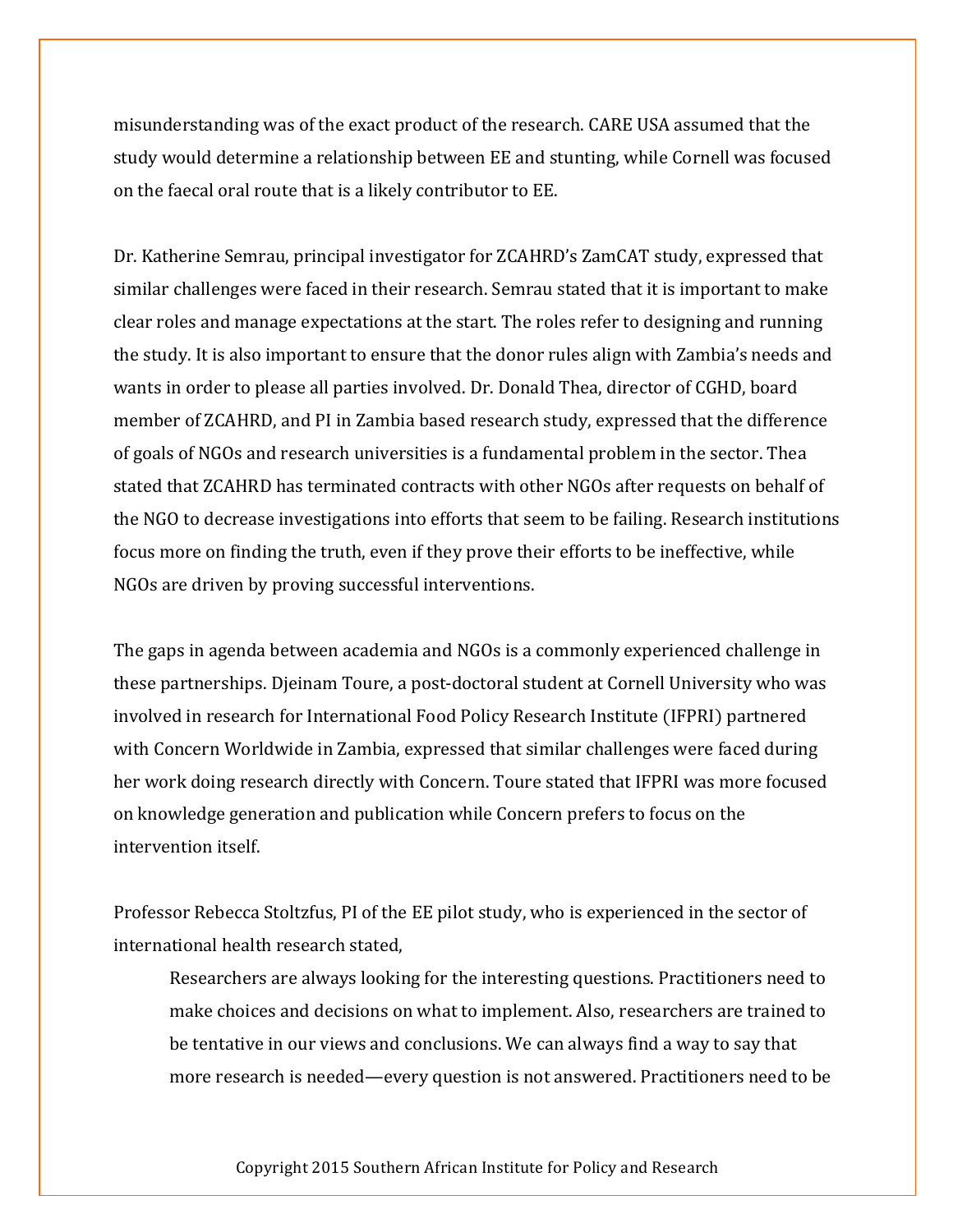misunderstanding was of the exact product of the research. CARE USA assumed that the study would determine a relationship between EE and stunting, while Cornell was focused on the faecal oral route that is a likely contributor to EE.

Dr. Katherine Semrau, principal investigator for ZCAHRD's ZamCAT study, expressed that similar challenges were faced in their research. Semrau stated that it is important to make clear roles and manage expectations at the start. The roles refer to designing and running the study. It is also important to ensure that the donor rules align with Zambia's needs and wants in order to please all parties involved. Dr. Donald Thea, director of CGHD, board member of ZCAHRD, and PI in Zambia based research study, expressed that the difference of goals of NGOs and research universities is a fundamental problem in the sector. Thea stated that ZCAHRD has terminated contracts with other NGOs after requests on behalf of the NGO to decrease investigations into efforts that seem to be failing. Research institutions focus more on finding the truth, even if they prove their efforts to be ineffective, while NGOs are driven by proving successful interventions.

The gaps in agenda between academia and NGOs is a commonly experienced challenge in these partnerships. Djeinam Toure, a post-doctoral student at Cornell University who was involved in research for International Food Policy Research Institute (IFPRI) partnered with Concern Worldwide in Zambia, expressed that similar challenges were faced during her work doing research directly with Concern. Toure stated that IFPRI was more focused on knowledge generation and publication while Concern prefers to focus on the intervention itself.

Professor Rebecca Stoltzfus, PI of the EE pilot study, who is experienced in the sector of international health research stated,

> Researchers are always looking for the interesting questions. Practitioners need to make choices and decisions on what to implement. Also, researchers are trained to be tentative in our views and conclusions. We can always find a way to say that more research is needed—every question is not answered. Practitioners need to be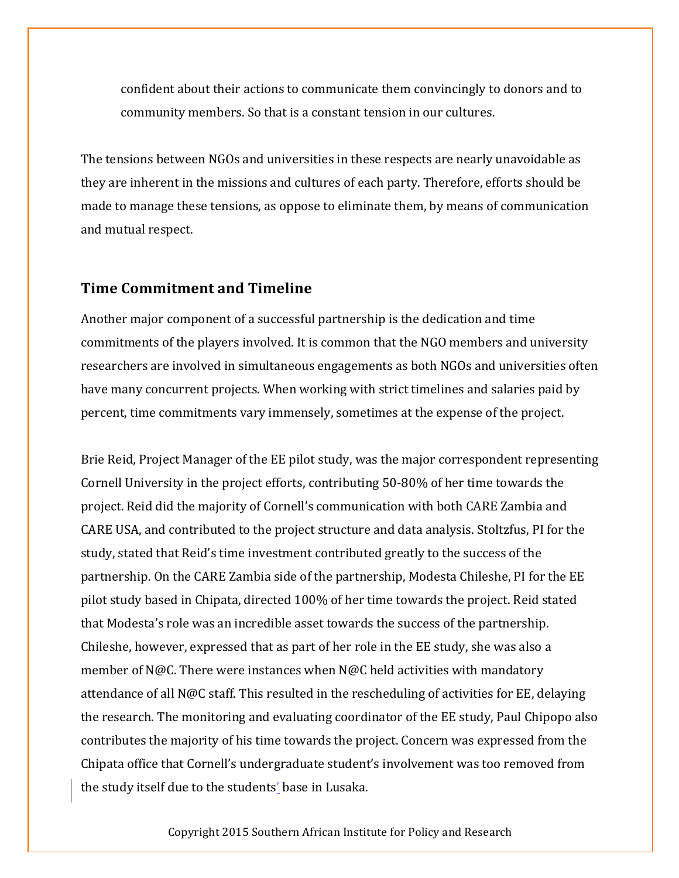confident about their actions to communicate them convincingly to donors and to community members. So that is a constant tension in our cultures.

The tensions between NGOs and universities in these respects are nearly unavoidable as they are inherent in the missions and cultures of each party. Therefore, efforts should be made to manage these tensions, as oppose to eliminate them, by means of communication and mutual respect.

## Time Commitment and Timeline

Another major component of a successful partnership is the dedication and time commitments of the players involved. It is common that the NGO members and university researchers are involved in simultaneous engagements as both NGOs and universities often have many concurrent projects. When working with strict timelines and salaries paid by percent, time commitments vary immensely, sometimes at the expense of the project.

Brie Reid, Project Manager of the EE pilot study, was the major correspondent representing Cornell University in the project efforts, contributing 50-80% of her time towards the project. Reid did the majority of Cornell's communication with both CARE Zambia and CARE USA, and contributed to the project structure and data analysis. Stoltzfus, PI for the study, stated that Reid's time investment contributed greatly to the success of the partnership. On the CARE Zambia side of the partnership, Modesta Chileshe, PI for the EE pilot study based in Chipata, directed 100% of her time towards the project. Reid stated that Modesta's role was an incredible asset towards the success of the partnership. Chileshe, however, expressed that as part of her role in the EE study, she was also a member of N@C. There were instances when N@C held activities with mandatory attendance of all N@C staff. This resulted in the rescheduling of activities for EE, delaying the research. The monitoring and evaluating coordinator of the EE study, Paul Chipopo also contributes the majority of his time towards the project. Concern was expressed from the Chipata office that Cornell's undergraduate student's involvement was too removed from the study itself due to the students' base in Lusaka.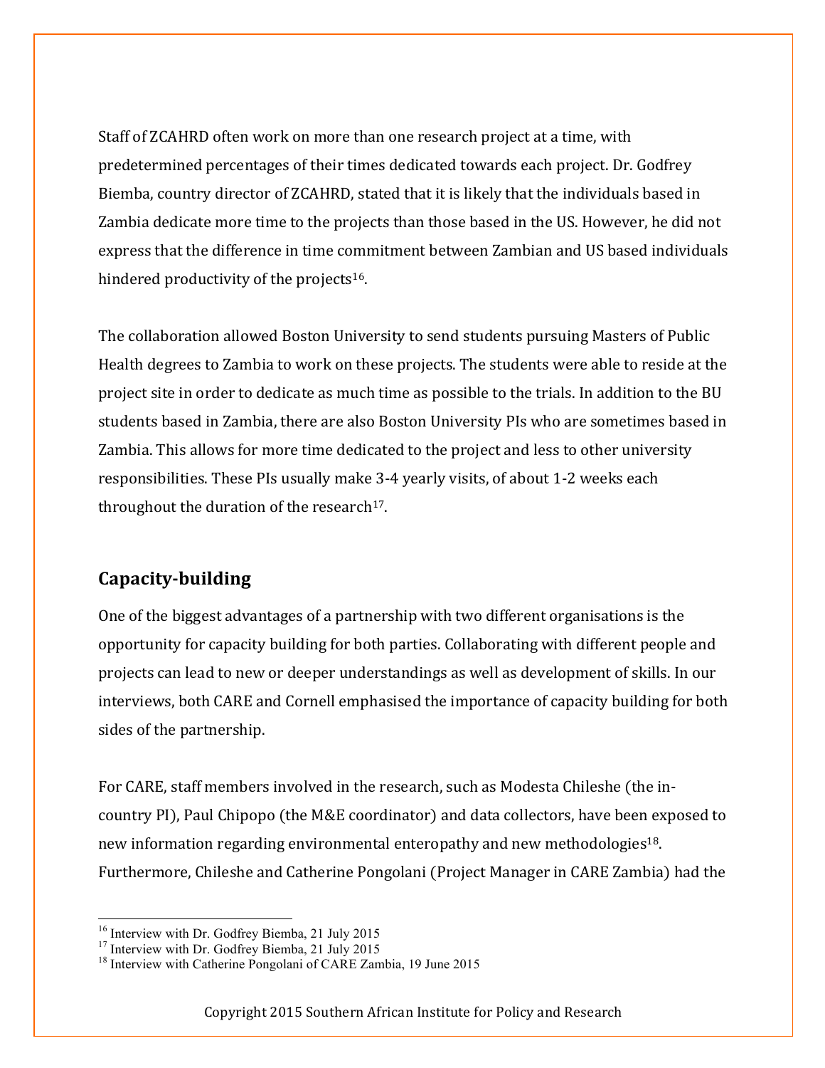Staff of ZCAHRD often work on more than one research project at a time, with predetermined percentages of their times dedicated towards each project. Dr. Godfrey Biemba, country director of ZCAHRD, stated that it is likely that the individuals based in Zambia dedicate more time to the projects than those based in the US. However, he did not express that the difference in time commitment between Zambian and US based individuals hindered productivity of the projects[16].

The collaboration allowed Boston University to send students pursuing Masters of Public Health degrees to Zambia to work on these projects. The students were able to reside at the project site in order to dedicate as much time as possible to the trials. In addition to the BU students based in Zambia, there are also Boston University PIs who are sometimes based in Zambia. This allows for more time dedicated to the project and less to other university responsibilities. These PIs usually make 3-4 yearly visits, of about 1-2 weeks each throughout the duration of the research[17].

## Capacity-building

One of the biggest advantages of a partnership with two different organisations is the opportunity for capacity building for both parties. Collaborating with different people and projects can lead to new or deeper understandings as well as development of skills. In our interviews, both CARE and Cornell emphasised the importance of capacity building for both sides of the partnership.

For CARE, staff members involved in the research, such as Modesta Chileshe (the in-country PI), Paul Chipopo (the M&E coordinator) and data collectors, have been exposed to new information regarding environmental enteropathy and new methodologies[18]. Furthermore, Chileshe and Catherine Pongolani (Project Manager in CARE Zambia) had the

---

[16] Interview with Dr. Godfrey Biemba, 21 July 2015
[17] Interview with Dr. Godfrey Biemba, 21 July 2015
[18] Interview with Catherine Pongolani of CARE Zambia, 19 June 2015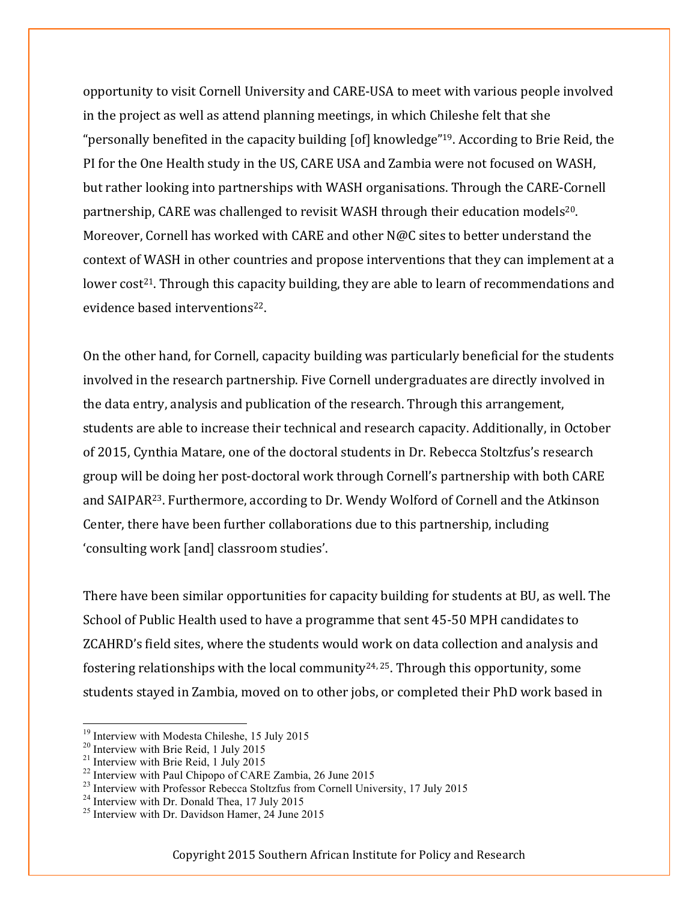opportunity to visit Cornell University and CARE-USA to meet with various people involved in the project as well as attend planning meetings, in which Chileshe felt that she "personally benefited in the capacity building [of] knowledge"[19]. According to Brie Reid, the PI for the One Health study in the US, CARE USA and Zambia were not focused on WASH, but rather looking into partnerships with WASH organisations. Through the CARE-Cornell partnership, CARE was challenged to revisit WASH through their education models[20]. Moreover, Cornell has worked with CARE and other N@C sites to better understand the context of WASH in other countries and propose interventions that they can implement at a lower cost[21]. Through this capacity building, they are able to learn of recommendations and evidence based interventions[22].

On the other hand, for Cornell, capacity building was particularly beneficial for the students involved in the research partnership. Five Cornell undergraduates are directly involved in the data entry, analysis and publication of the research. Through this arrangement, students are able to increase their technical and research capacity. Additionally, in October of 2015, Cynthia Matare, one of the doctoral students in Dr. Rebecca Stoltzfus's research group will be doing her post-doctoral work through Cornell's partnership with both CARE and SAIPAR[23]. Furthermore, according to Dr. Wendy Wolford of Cornell and the Atkinson Center, there have been further collaborations due to this partnership, including 'consulting work [and] classroom studies'.

There have been similar opportunities for capacity building for students at BU, as well. The School of Public Health used to have a programme that sent 45-50 MPH candidates to ZCAHRD's field sites, where the students would work on data collection and analysis and fostering relationships with the local community[24, 25]. Through this opportunity, some students stayed in Zambia, moved on to other jobs, or completed their PhD work based in

[19] Interview with Modesta Chileshe, 15 July 2015
[20] Interview with Brie Reid, 1 July 2015
[21] Interview with Brie Reid, 1 July 2015
[22] Interview with Paul Chipopo of CARE Zambia, 26 June 2015
[23] Interview with Professor Rebecca Stoltzfus from Cornell University, 17 July 2015
[24] Interview with Dr. Donald Thea, 17 July 2015
[25] Interview with Dr. Davidson Hamer, 24 June 2015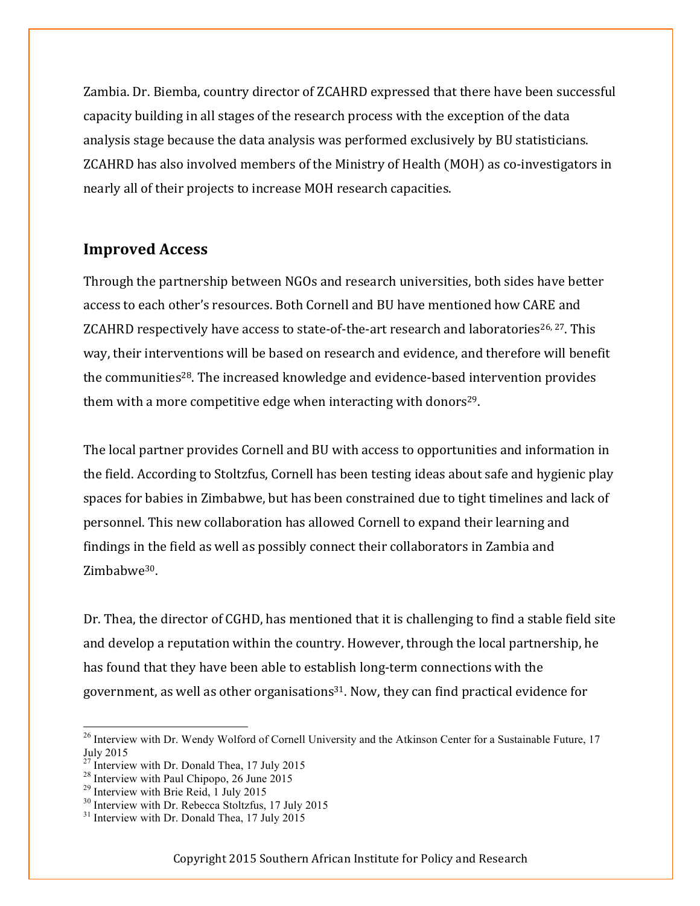Zambia. Dr. Biemba, country director of ZCAHRD expressed that there have been successful capacity building in all stages of the research process with the exception of the data analysis stage because the data analysis was performed exclusively by BU statisticians. ZCAHRD has also involved members of the Ministry of Health (MOH) as co-investigators in nearly all of their projects to increase MOH research capacities.

## Improved Access

Through the partnership between NGOs and research universities, both sides have better access to each other's resources. Both Cornell and BU have mentioned how CARE and ZCAHRD respectively have access to state-of-the-art research and laboratories[26, 27]. This way, their interventions will be based on research and evidence, and therefore will benefit the communities[28]. The increased knowledge and evidence-based intervention provides them with a more competitive edge when interacting with donors[29].

The local partner provides Cornell and BU with access to opportunities and information in the field. According to Stoltzfus, Cornell has been testing ideas about safe and hygienic play spaces for babies in Zimbabwe, but has been constrained due to tight timelines and lack of personnel. This new collaboration has allowed Cornell to expand their learning and findings in the field as well as possibly connect their collaborators in Zambia and Zimbabwe[30].

Dr. Thea, the director of CGHD, has mentioned that it is challenging to find a stable field site and develop a reputation within the country. However, through the local partnership, he has found that they have been able to establish long-term connections with the government, as well as other organisations[31]. Now, they can find practical evidence for

---

[26] Interview with Dr. Wendy Wolford of Cornell University and the Atkinson Center for a Sustainable Future, 17 July 2015

[27] Interview with Dr. Donald Thea, 17 July 2015

[28] Interview with Paul Chipopo, 26 June 2015

[29] Interview with Brie Reid, 1 July 2015

[30] Interview with Dr. Rebecca Stoltzfus, 17 July 2015

[31] Interview with Dr. Donald Thea, 17 July 2015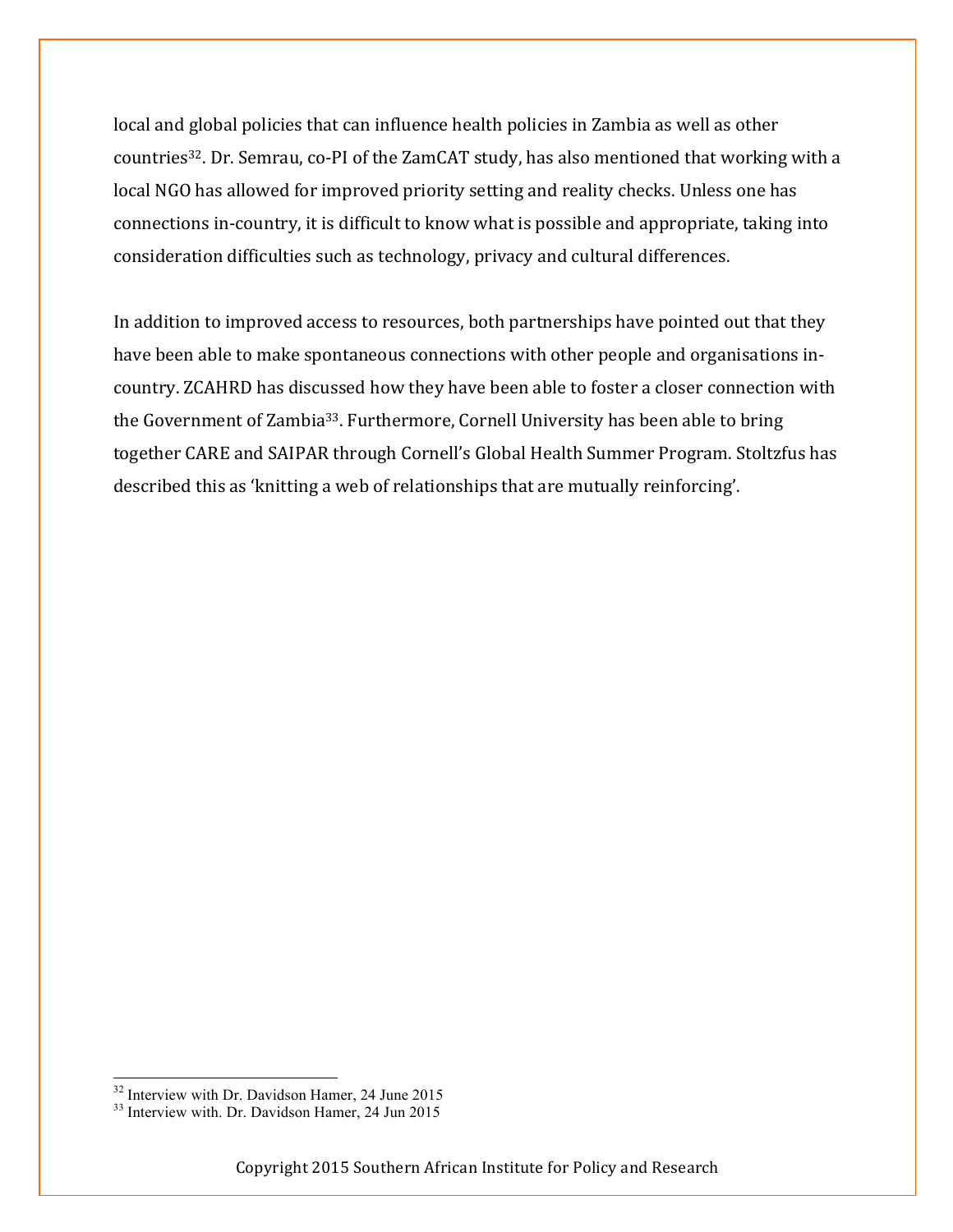local and global policies that can influence health policies in Zambia as well as other countries[32]. Dr. Semrau, co-PI of the ZamCAT study, has also mentioned that working with a local NGO has allowed for improved priority setting and reality checks. Unless one has connections in-country, it is difficult to know what is possible and appropriate, taking into consideration difficulties such as technology, privacy and cultural differences.

In addition to improved access to resources, both partnerships have pointed out that they have been able to make spontaneous connections with other people and organisations in-country. ZCAHRD has discussed how they have been able to foster a closer connection with the Government of Zambia[33]. Furthermore, Cornell University has been able to bring together CARE and SAIPAR through Cornell's Global Health Summer Program. Stoltzfus has described this as 'knitting a web of relationships that are mutually reinforcing'.

[32] Interview with Dr. Davidson Hamer, 24 June 2015
[33] Interview with. Dr. Davidson Hamer, 24 Jun 2015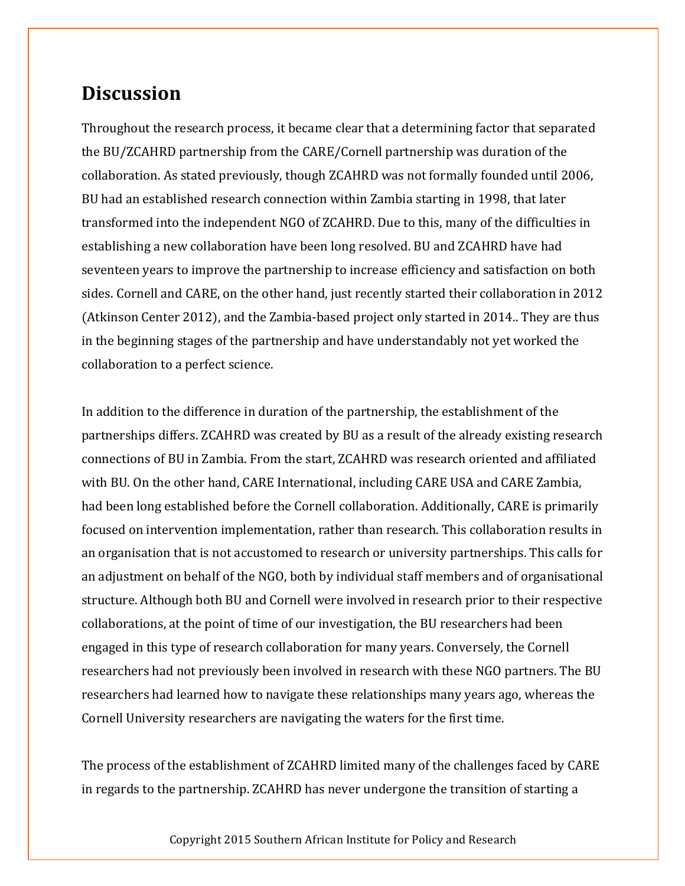## Discussion

Throughout the research process, it became clear that a determining factor that separated the BU/ZCAHRD partnership from the CARE/Cornell partnership was duration of the collaboration. As stated previously, though ZCAHRD was not formally founded until 2006, BU had an established research connection within Zambia starting in 1998, that later transformed into the independent NGO of ZCAHRD. Due to this, many of the difficulties in establishing a new collaboration have been long resolved. BU and ZCAHRD have had seventeen years to improve the partnership to increase efficiency and satisfaction on both sides. Cornell and CARE, on the other hand, just recently started their collaboration in 2012 (Atkinson Center 2012), and the Zambia-based project only started in 2014.. They are thus in the beginning stages of the partnership and have understandably not yet worked the collaboration to a perfect science.

In addition to the difference in duration of the partnership, the establishment of the partnerships differs. ZCAHRD was created by BU as a result of the already existing research connections of BU in Zambia. From the start, ZCAHRD was research oriented and affiliated with BU. On the other hand, CARE International, including CARE USA and CARE Zambia, had been long established before the Cornell collaboration. Additionally, CARE is primarily focused on intervention implementation, rather than research. This collaboration results in an organisation that is not accustomed to research or university partnerships. This calls for an adjustment on behalf of the NGO, both by individual staff members and of organisational structure. Although both BU and Cornell were involved in research prior to their respective collaborations, at the point of time of our investigation, the BU researchers had been engaged in this type of research collaboration for many years. Conversely, the Cornell researchers had not previously been involved in research with these NGO partners. The BU researchers had learned how to navigate these relationships many years ago, whereas the Cornell University researchers are navigating the waters for the first time.

The process of the establishment of ZCAHRD limited many of the challenges faced by CARE in regards to the partnership. ZCAHRD has never undergone the transition of starting a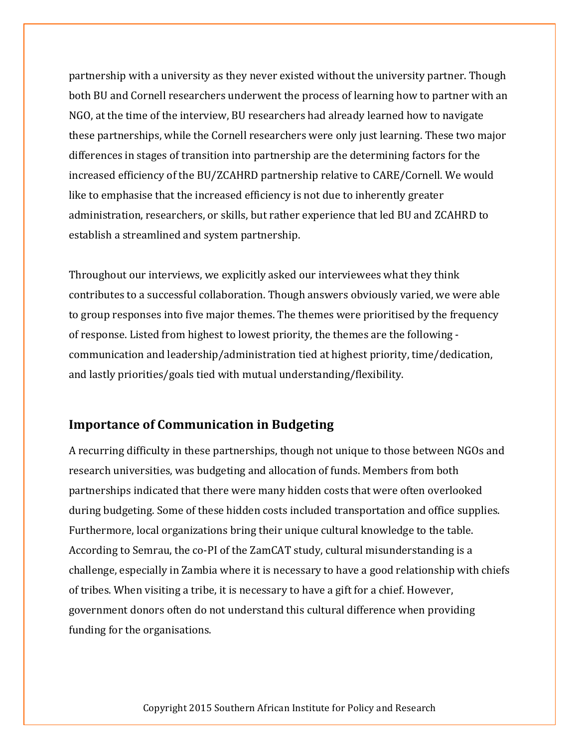partnership with a university as they never existed without the university partner. Though both BU and Cornell researchers underwent the process of learning how to partner with an NGO, at the time of the interview, BU researchers had already learned how to navigate these partnerships, while the Cornell researchers were only just learning. These two major differences in stages of transition into partnership are the determining factors for the increased efficiency of the BU/ZCAHRD partnership relative to CARE/Cornell. We would like to emphasise that the increased efficiency is not due to inherently greater administration, researchers, or skills, but rather experience that led BU and ZCAHRD to establish a streamlined and system partnership.

Throughout our interviews, we explicitly asked our interviewees what they think contributes to a successful collaboration. Though answers obviously varied, we were able to group responses into five major themes. The themes were prioritised by the frequency of response. Listed from highest to lowest priority, the themes are the following - communication and leadership/administration tied at highest priority, time/dedication, and lastly priorities/goals tied with mutual understanding/flexibility.

### Importance of Communication in Budgeting

A recurring difficulty in these partnerships, though not unique to those between NGOs and research universities, was budgeting and allocation of funds. Members from both partnerships indicated that there were many hidden costs that were often overlooked during budgeting. Some of these hidden costs included transportation and office supplies. Furthermore, local organizations bring their unique cultural knowledge to the table. According to Semrau, the co-PI of the ZamCAT study, cultural misunderstanding is a challenge, especially in Zambia where it is necessary to have a good relationship with chiefs of tribes. When visiting a tribe, it is necessary to have a gift for a chief. However, government donors often do not understand this cultural difference when providing funding for the organisations.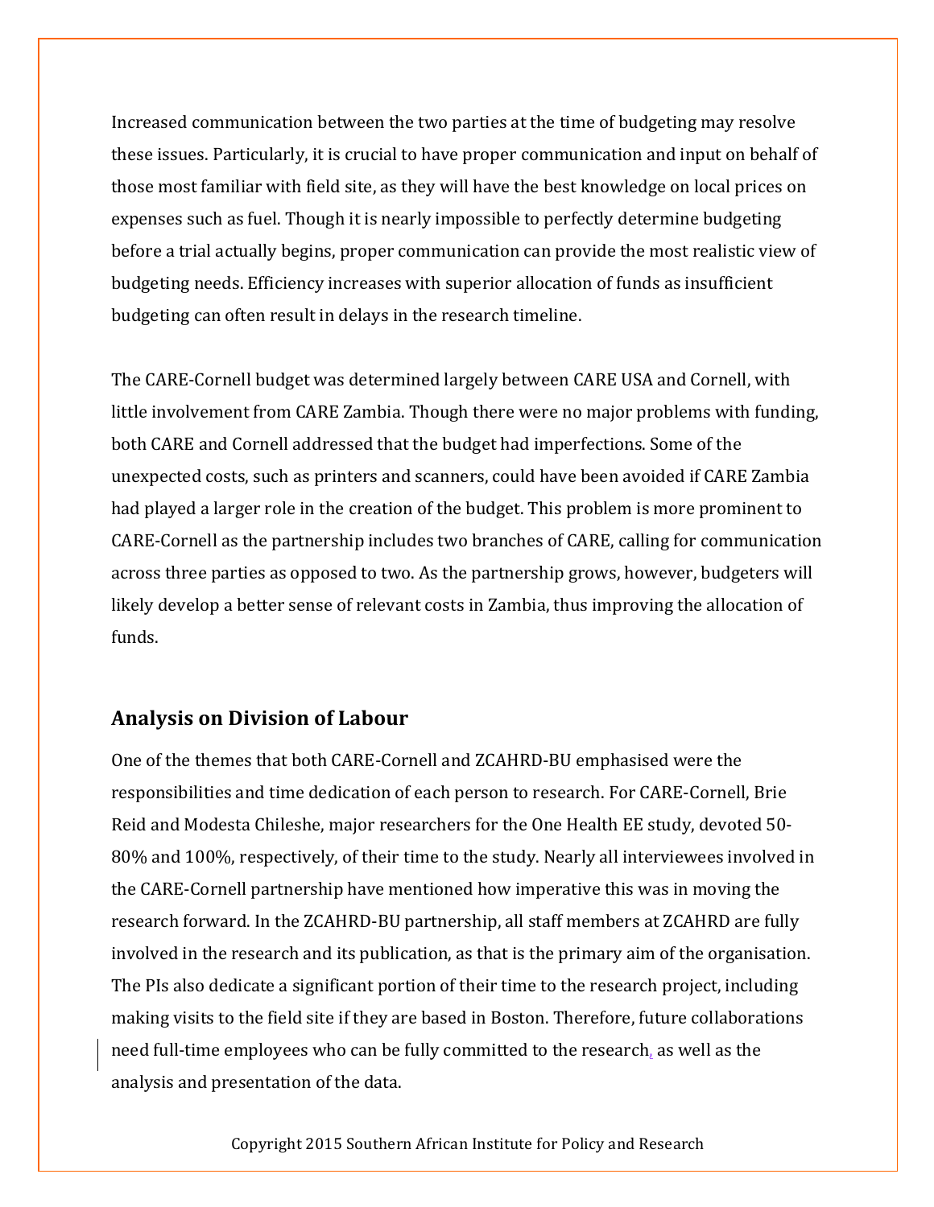Increased communication between the two parties at the time of budgeting may resolve these issues. Particularly, it is crucial to have proper communication and input on behalf of those most familiar with field site, as they will have the best knowledge on local prices on expenses such as fuel. Though it is nearly impossible to perfectly determine budgeting before a trial actually begins, proper communication can provide the most realistic view of budgeting needs. Efficiency increases with superior allocation of funds as insufficient budgeting can often result in delays in the research timeline.

The CARE-Cornell budget was determined largely between CARE USA and Cornell, with little involvement from CARE Zambia. Though there were no major problems with funding, both CARE and Cornell addressed that the budget had imperfections. Some of the unexpected costs, such as printers and scanners, could have been avoided if CARE Zambia had played a larger role in the creation of the budget. This problem is more prominent to CARE-Cornell as the partnership includes two branches of CARE, calling for communication across three parties as opposed to two. As the partnership grows, however, budgeters will likely develop a better sense of relevant costs in Zambia, thus improving the allocation of funds.

### Analysis on Division of Labour

One of the themes that both CARE-Cornell and ZCAHRD-BU emphasised were the responsibilities and time dedication of each person to research. For CARE-Cornell, Brie Reid and Modesta Chileshe, major researchers for the One Health EE study, devoted 50-80% and 100%, respectively, of their time to the study. Nearly all interviewees involved in the CARE-Cornell partnership have mentioned how imperative this was in moving the research forward. In the ZCAHRD-BU partnership, all staff members at ZCAHRD are fully involved in the research and its publication, as that is the primary aim of the organisation. The PIs also dedicate a significant portion of their time to the research project, including making visits to the field site if they are based in Boston. Therefore, future collaborations need full-time employees who can be fully committed to the research, as well as the analysis and presentation of the data.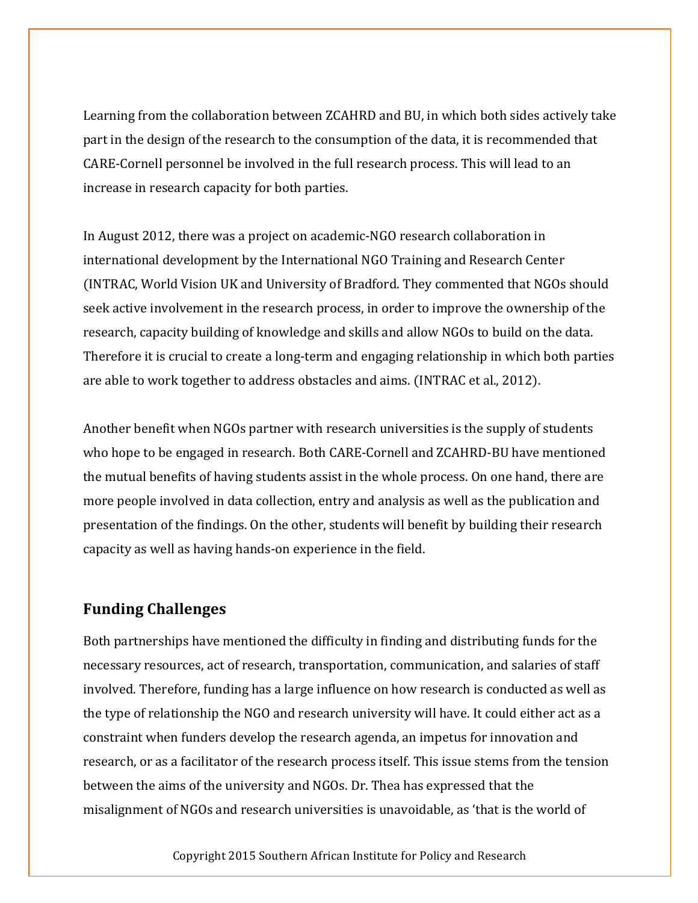Learning from the collaboration between ZCAHRD and BU, in which both sides actively take part in the design of the research to the consumption of the data, it is recommended that CARE-Cornell personnel be involved in the full research process. This will lead to an increase in research capacity for both parties.

In August 2012, there was a project on academic-NGO research collaboration in international development by the International NGO Training and Research Center (INTRAC, World Vision UK and University of Bradford. They commented that NGOs should seek active involvement in the research process, in order to improve the ownership of the research, capacity building of knowledge and skills and allow NGOs to build on the data. Therefore it is crucial to create a long-term and engaging relationship in which both parties are able to work together to address obstacles and aims. (INTRAC et al., 2012).

Another benefit when NGOs partner with research universities is the supply of students who hope to be engaged in research. Both CARE-Cornell and ZCAHRD-BU have mentioned the mutual benefits of having students assist in the whole process. On one hand, there are more people involved in data collection, entry and analysis as well as the publication and presentation of the findings. On the other, students will benefit by building their research capacity as well as having hands-on experience in the field.

## Funding Challenges

Both partnerships have mentioned the difficulty in finding and distributing funds for the necessary resources, act of research, transportation, communication, and salaries of staff involved. Therefore, funding has a large influence on how research is conducted as well as the type of relationship the NGO and research university will have. It could either act as a constraint when funders develop the research agenda, an impetus for innovation and research, or as a facilitator of the research process itself. This issue stems from the tension between the aims of the university and NGOs. Dr. Thea has expressed that the misalignment of NGOs and research universities is unavoidable, as 'that is the world of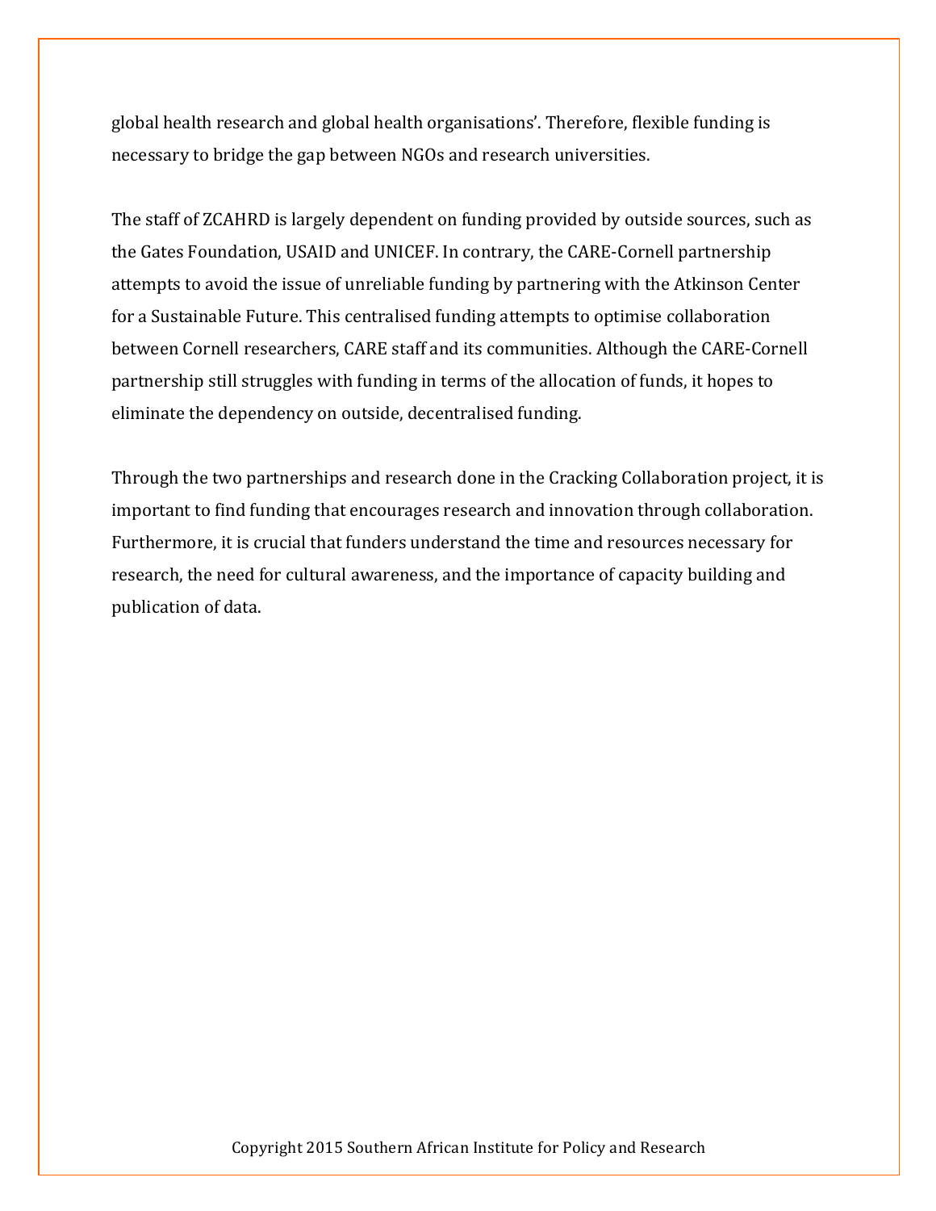global health research and global health organisations'. Therefore, flexible funding is necessary to bridge the gap between NGOs and research universities.

The staff of ZCAHRD is largely dependent on funding provided by outside sources, such as the Gates Foundation, USAID and UNICEF. In contrary, the CARE-Cornell partnership attempts to avoid the issue of unreliable funding by partnering with the Atkinson Center for a Sustainable Future. This centralised funding attempts to optimise collaboration between Cornell researchers, CARE staff and its communities. Although the CARE-Cornell partnership still struggles with funding in terms of the allocation of funds, it hopes to eliminate the dependency on outside, decentralised funding.

Through the two partnerships and research done in the Cracking Collaboration project, it is important to find funding that encourages research and innovation through collaboration. Furthermore, it is crucial that funders understand the time and resources necessary for research, the need for cultural awareness, and the importance of capacity building and publication of data.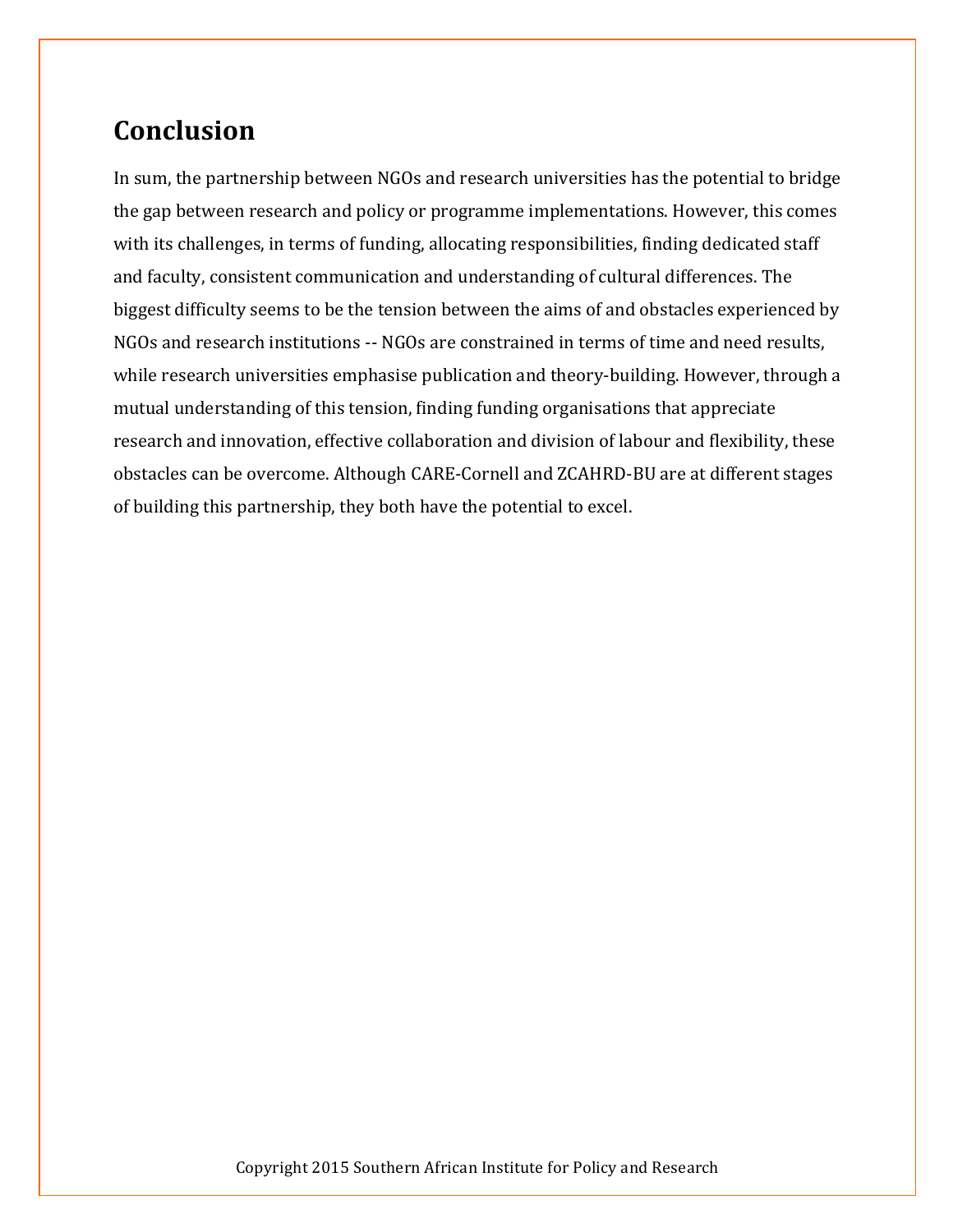## Conclusion

In sum, the partnership between NGOs and research universities has the potential to bridge the gap between research and policy or programme implementations. However, this comes with its challenges, in terms of funding, allocating responsibilities, finding dedicated staff and faculty, consistent communication and understanding of cultural differences. The biggest difficulty seems to be the tension between the aims of and obstacles experienced by NGOs and research institutions -- NGOs are constrained in terms of time and need results, while research universities emphasise publication and theory-building. However, through a mutual understanding of this tension, finding funding organisations that appreciate research and innovation, effective collaboration and division of labour and flexibility, these obstacles can be overcome. Although CARE-Cornell and ZCAHRD-BU are at different stages of building this partnership, they both have the potential to excel.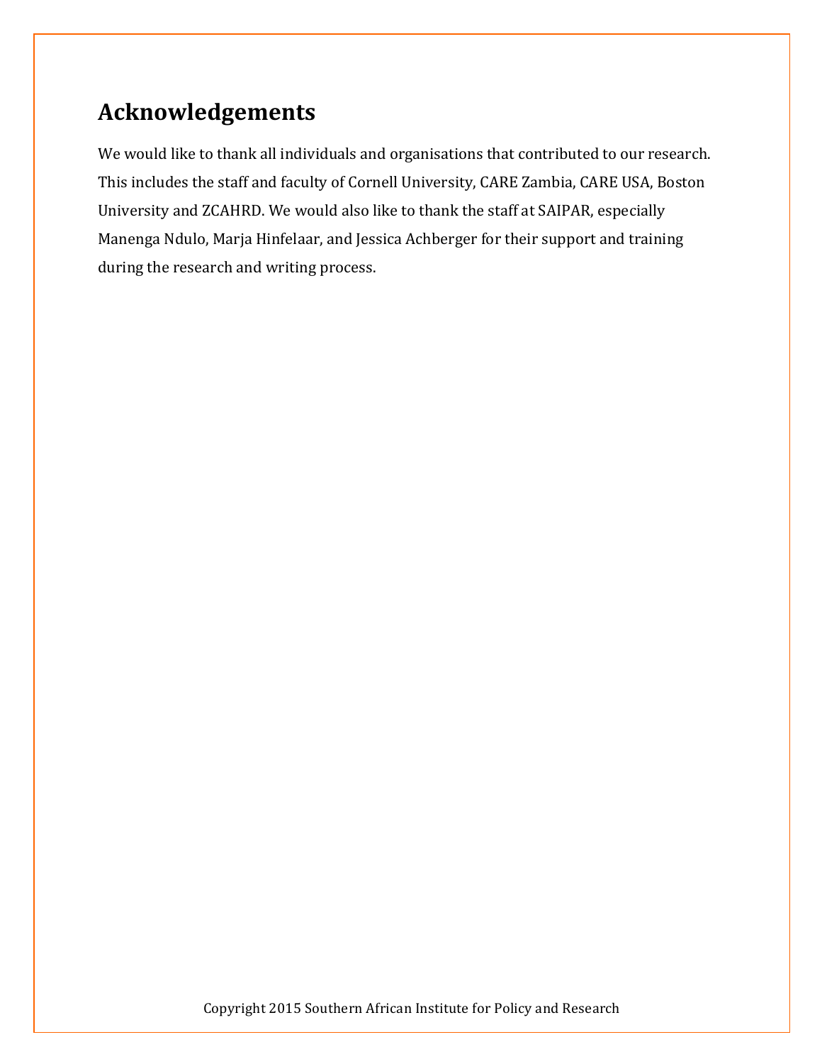## Acknowledgements

We would like to thank all individuals and organisations that contributed to our research. This includes the staff and faculty of Cornell University, CARE Zambia, CARE USA, Boston University and ZCAHRD. We would also like to thank the staff at SAIPAR, especially Manenga Ndulo, Marja Hinfelaar, and Jessica Achberger for their support and training during the research and writing process.

Copyright 2015 Southern African Institute for Policy and Research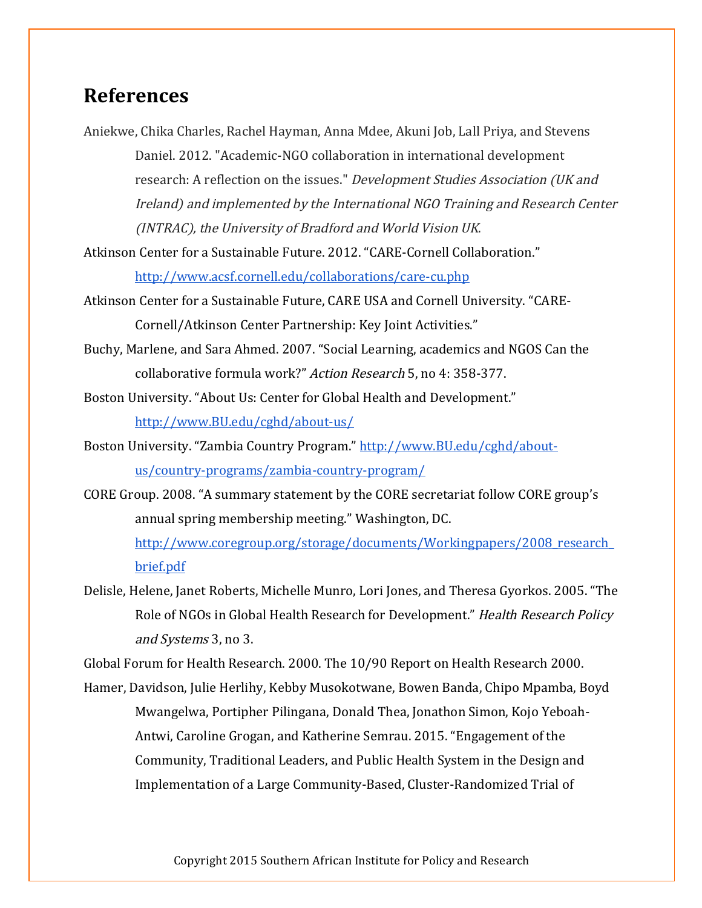## References

Aniekwe, Chika Charles, Rachel Hayman, Anna Mdee, Akuni Job, Lall Priya, and Stevens Daniel. 2012. "Academic-NGO collaboration in international development research: A reflection on the issues." *Development Studies Association (UK and Ireland) and implemented by the International NGO Training and Research Center (INTRAC), the University of Bradford and World Vision UK.*

Atkinson Center for a Sustainable Future. 2012. "CARE-Cornell Collaboration." http://www.acsf.cornell.edu/collaborations/care-cu.php

Atkinson Center for a Sustainable Future, CARE USA and Cornell University. "CARE-Cornell/Atkinson Center Partnership: Key Joint Activities."

Buchy, Marlene, and Sara Ahmed. 2007. "Social Learning, academics and NGOS Can the collaborative formula work?" *Action Research* 5, no 4: 358-377.

Boston University. "About Us: Center for Global Health and Development." http://www.BU.edu/cghd/about-us/

Boston University. "Zambia Country Program." http://www.BU.edu/cghd/about-us/country-programs/zambia-country-program/

CORE Group. 2008. "A summary statement by the CORE secretariat follow CORE group's annual spring membership meeting." Washington, DC. http://www.coregroup.org/storage/documents/Workingpapers/2008_research_brief.pdf

Delisle, Helene, Janet Roberts, Michelle Munro, Lori Jones, and Theresa Gyorkos. 2005. "The Role of NGOs in Global Health Research for Development." *Health Research Policy and Systems* 3, no 3.

Global Forum for Health Research. 2000. The 10/90 Report on Health Research 2000.

Hamer, Davidson, Julie Herlihy, Kebby Musokotwane, Bowen Banda, Chipo Mpamba, Boyd Mwangelwa, Portipher Pilingana, Donald Thea, Jonathon Simon, Kojo Yeboah-Antwi, Caroline Grogan, and Katherine Semrau. 2015. "Engagement of the Community, Traditional Leaders, and Public Health System in the Design and Implementation of a Large Community-Based, Cluster-Randomized Trial of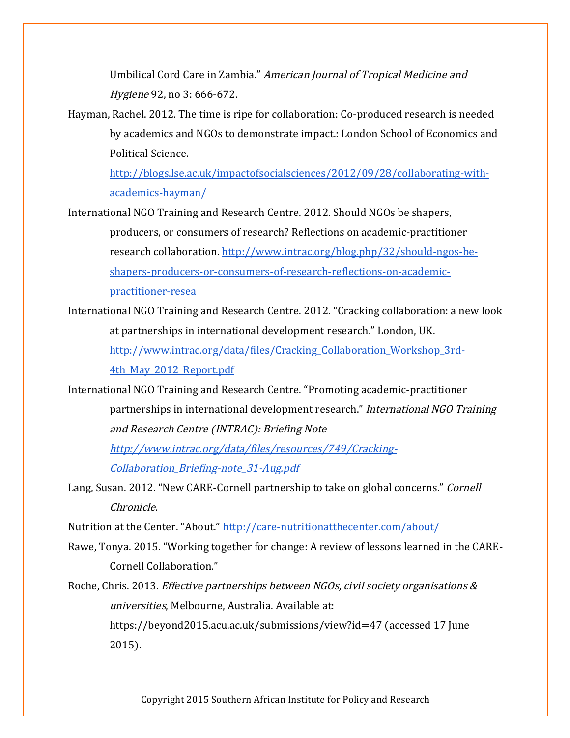Umbilical Cord Care in Zambia." *American Journal of Tropical Medicine and Hygiene* 92, no 3: 666-672.

Hayman, Rachel. 2012. The time is ripe for collaboration: Co-produced research is needed by academics and NGOs to demonstrate impact.: London School of Economics and Political Science. http://blogs.lse.ac.uk/impactofsocialsciences/2012/09/28/collaborating-with-academics-hayman/

International NGO Training and Research Centre. 2012. Should NGOs be shapers, producers, or consumers of research? Reflections on academic-practitioner research collaboration. http://www.intrac.org/blog.php/32/should-ngos-be-shapers-producers-or-consumers-of-research-reflections-on-academic-practitioner-resea

International NGO Training and Research Centre. 2012. "Cracking collaboration: a new look at partnerships in international development research." London, UK. http://www.intrac.org/data/files/Cracking_Collaboration_Workshop_3rd-4th_May_2012_Report.pdf

International NGO Training and Research Centre. "Promoting academic-practitioner partnerships in international development research." *International NGO Training and Research Centre (INTRAC): Briefing Note* *http://www.intrac.org/data/files/resources/749/Cracking-Collaboration_Briefing-note_31-Aug.pdf*

Lang, Susan. 2012. "New CARE-Cornell partnership to take on global concerns." *Cornell Chronicle.*

Nutrition at the Center. "About." http://care-nutritionatthecenter.com/about/

Rawe, Tonya. 2015. "Working together for change: A review of lessons learned in the CARE-Cornell Collaboration."

Roche, Chris. 2013. *Effective partnerships between NGOs, civil society organisations & universities*, Melbourne, Australia. Available at: https://beyond2015.acu.ac.uk/submissions/view?id=47 (accessed 17 June 2015).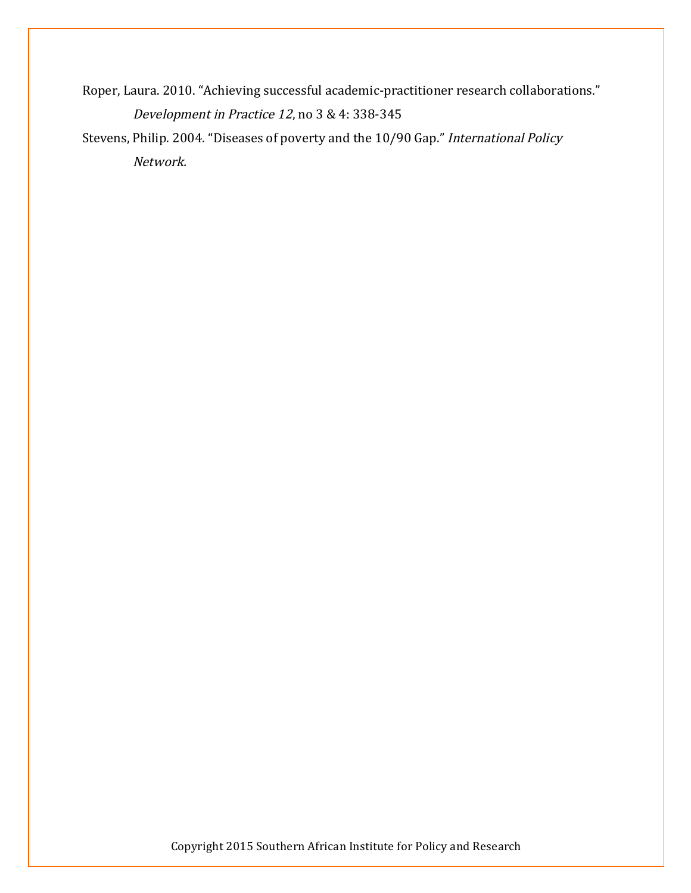Roper, Laura. 2010. "Achieving successful academic-practitioner research collaborations." *Development in Practice 12*, no 3 & 4: 338-345

Stevens, Philip. 2004. "Diseases of poverty and the 10/90 Gap." *International Policy Network.*